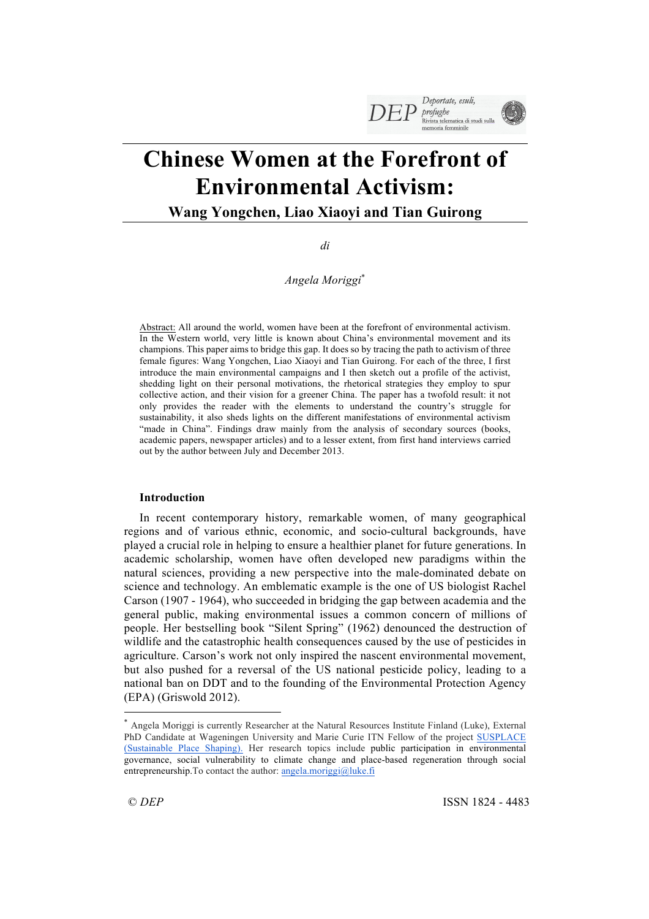# Chinese Women at the Forefront of Environmental Activism:

## Wang Yongchen, Liao Xiaoyi and Tian Guirong

*di*

*Angela Moriggi*[*]

Abstract: All around the world, women have been at the forefront of environmental activism. In the Western world, very little is known about China's environmental movement and its champions. This paper aims to bridge this gap. It does so by tracing the path to activism of three female figures: Wang Yongchen, Liao Xiaoyi and Tian Guirong. For each of the three, I first introduce the main environmental campaigns and I then sketch out a profile of the activist, shedding light on their personal motivations, the rhetorical strategies they employ to spur collective action, and their vision for a greener China. The paper has a twofold result: it not only provides the reader with the elements to understand the country's struggle for sustainability, it also sheds lights on the different manifestations of environmental activism "made in China". Findings draw mainly from the analysis of secondary sources (books, academic papers, newspaper articles) and to a lesser extent, from first hand interviews carried out by the author between July and December 2013.

### Introduction

In recent contemporary history, remarkable women, of many geographical regions and of various ethnic, economic, and socio-cultural backgrounds, have played a crucial role in helping to ensure a healthier planet for future generations. In academic scholarship, women have often developed new paradigms within the natural sciences, providing a new perspective into the male-dominated debate on science and technology. An emblematic example is the one of US biologist Rachel Carson (1907 - 1964), who succeeded in bridging the gap between academia and the general public, making environmental issues a common concern of millions of people. Her bestselling book "Silent Spring" (1962) denounced the destruction of wildlife and the catastrophic health consequences caused by the use of pesticides in agriculture. Carson's work not only inspired the nascent environmental movement, but also pushed for a reversal of the US national pesticide policy, leading to a national ban on DDT and to the founding of the Environmental Protection Agency (EPA) (Griswold 2012).

[*] Angela Moriggi is currently Researcher at the Natural Resources Institute Finland (Luke), External PhD Candidate at Wageningen University and Marie Curie ITN Fellow of the project SUSPLACE (Sustainable Place Shaping). Her research topics include public participation in environmental governance, social vulnerability to climate change and place-based regeneration through social entrepreneurship.To contact the author: angela.moriggi@luke.fi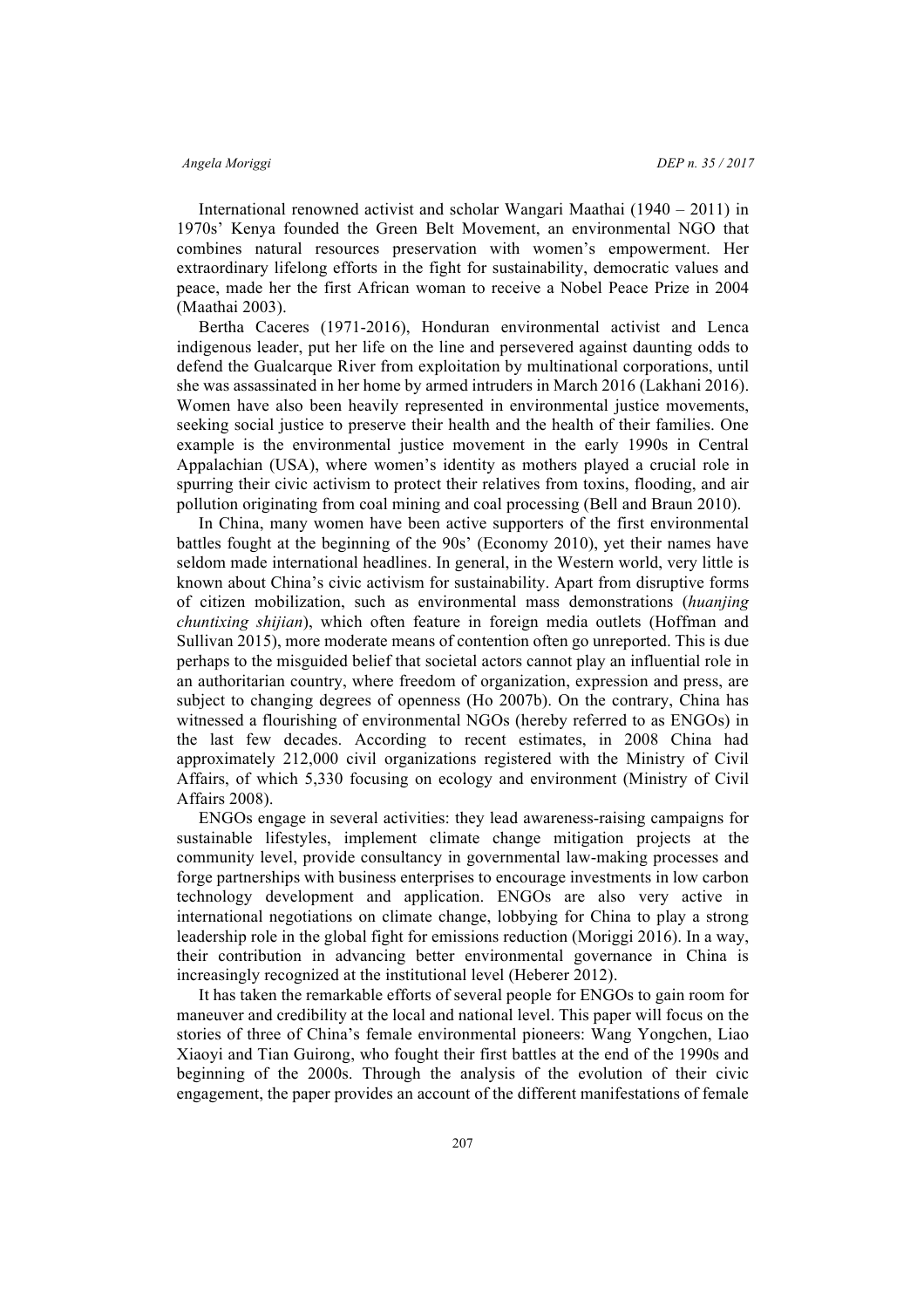International renowned activist and scholar Wangari Maathai (1940 – 2011) in 1970s' Kenya founded the Green Belt Movement, an environmental NGO that combines natural resources preservation with women's empowerment. Her extraordinary lifelong efforts in the fight for sustainability, democratic values and peace, made her the first African woman to receive a Nobel Peace Prize in 2004 (Maathai 2003).

Bertha Caceres (1971-2016), Honduran environmental activist and Lenca indigenous leader, put her life on the line and persevered against daunting odds to defend the Gualcarque River from exploitation by multinational corporations, until she was assassinated in her home by armed intruders in March 2016 (Lakhani 2016). Women have also been heavily represented in environmental justice movements, seeking social justice to preserve their health and the health of their families. One example is the environmental justice movement in the early 1990s in Central Appalachian (USA), where women's identity as mothers played a crucial role in spurring their civic activism to protect their relatives from toxins, flooding, and air pollution originating from coal mining and coal processing (Bell and Braun 2010).

In China, many women have been active supporters of the first environmental battles fought at the beginning of the 90s' (Economy 2010), yet their names have seldom made international headlines. In general, in the Western world, very little is known about China's civic activism for sustainability. Apart from disruptive forms of citizen mobilization, such as environmental mass demonstrations (*huanjing chuntixing shijian*), which often feature in foreign media outlets (Hoffman and Sullivan 2015), more moderate means of contention often go unreported. This is due perhaps to the misguided belief that societal actors cannot play an influential role in an authoritarian country, where freedom of organization, expression and press, are subject to changing degrees of openness (Ho 2007b). On the contrary, China has witnessed a flourishing of environmental NGOs (hereby referred to as ENGOs) in the last few decades. According to recent estimates, in 2008 China had approximately 212,000 civil organizations registered with the Ministry of Civil Affairs, of which 5,330 focusing on ecology and environment (Ministry of Civil Affairs 2008).

ENGOs engage in several activities: they lead awareness-raising campaigns for sustainable lifestyles, implement climate change mitigation projects at the community level, provide consultancy in governmental law-making processes and forge partnerships with business enterprises to encourage investments in low carbon technology development and application. ENGOs are also very active in international negotiations on climate change, lobbying for China to play a strong leadership role in the global fight for emissions reduction (Moriggi 2016). In a way, their contribution in advancing better environmental governance in China is increasingly recognized at the institutional level (Heberer 2012).

It has taken the remarkable efforts of several people for ENGOs to gain room for maneuver and credibility at the local and national level. This paper will focus on the stories of three of China's female environmental pioneers: Wang Yongchen, Liao Xiaoyi and Tian Guirong, who fought their first battles at the end of the 1990s and beginning of the 2000s. Through the analysis of the evolution of their civic engagement, the paper provides an account of the different manifestations of female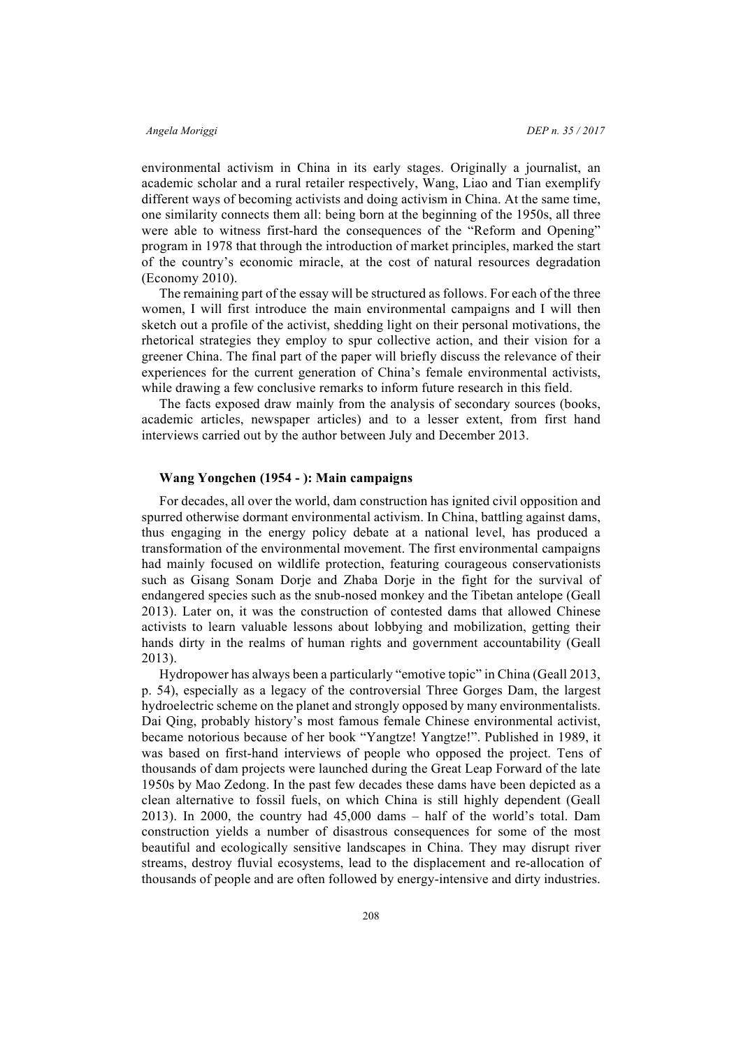environmental activism in China in its early stages. Originally a journalist, an academic scholar and a rural retailer respectively, Wang, Liao and Tian exemplify different ways of becoming activists and doing activism in China. At the same time, one similarity connects them all: being born at the beginning of the 1950s, all three were able to witness first-hard the consequences of the "Reform and Opening" program in 1978 that through the introduction of market principles, marked the start of the country's economic miracle, at the cost of natural resources degradation (Economy 2010).

The remaining part of the essay will be structured as follows. For each of the three women, I will first introduce the main environmental campaigns and I will then sketch out a profile of the activist, shedding light on their personal motivations, the rhetorical strategies they employ to spur collective action, and their vision for a greener China. The final part of the paper will briefly discuss the relevance of their experiences for the current generation of China's female environmental activists, while drawing a few conclusive remarks to inform future research in this field.

The facts exposed draw mainly from the analysis of secondary sources (books, academic articles, newspaper articles) and to a lesser extent, from first hand interviews carried out by the author between July and December 2013.

## Wang Yongchen (1954 - ): Main campaigns

For decades, all over the world, dam construction has ignited civil opposition and spurred otherwise dormant environmental activism. In China, battling against dams, thus engaging in the energy policy debate at a national level, has produced a transformation of the environmental movement. The first environmental campaigns had mainly focused on wildlife protection, featuring courageous conservationists such as Gisang Sonam Dorje and Zhaba Dorje in the fight for the survival of endangered species such as the snub-nosed monkey and the Tibetan antelope (Geall 2013). Later on, it was the construction of contested dams that allowed Chinese activists to learn valuable lessons about lobbying and mobilization, getting their hands dirty in the realms of human rights and government accountability (Geall 2013).

Hydropower has always been a particularly "emotive topic" in China (Geall 2013, p. 54), especially as a legacy of the controversial Three Gorges Dam, the largest hydroelectric scheme on the planet and strongly opposed by many environmentalists. Dai Qing, probably history's most famous female Chinese environmental activist, became notorious because of her book "Yangtze! Yangtze!". Published in 1989, it was based on first-hand interviews of people who opposed the project. Tens of thousands of dam projects were launched during the Great Leap Forward of the late 1950s by Mao Zedong. In the past few decades these dams have been depicted as a clean alternative to fossil fuels, on which China is still highly dependent (Geall 2013). In 2000, the country had 45,000 dams – half of the world's total. Dam construction yields a number of disastrous consequences for some of the most beautiful and ecologically sensitive landscapes in China. They may disrupt river streams, destroy fluvial ecosystems, lead to the displacement and re-allocation of thousands of people and are often followed by energy-intensive and dirty industries.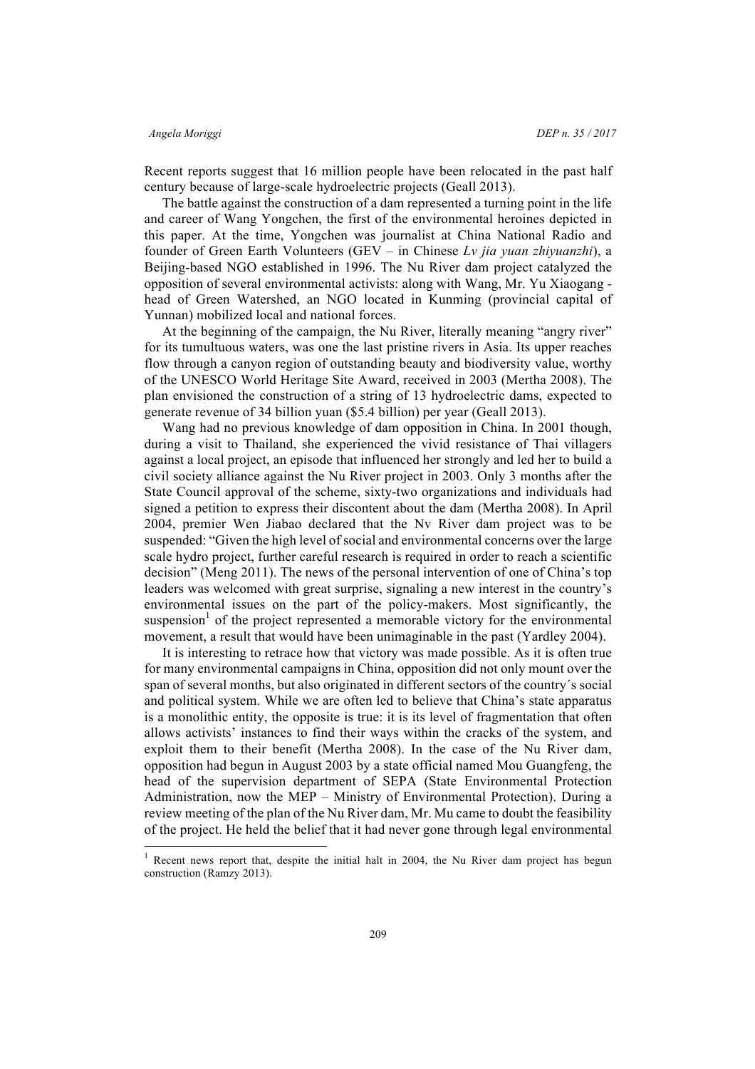Recent reports suggest that 16 million people have been relocated in the past half century because of large-scale hydroelectric projects (Geall 2013).

The battle against the construction of a dam represented a turning point in the life and career of Wang Yongchen, the first of the environmental heroines depicted in this paper. At the time, Yongchen was journalist at China National Radio and founder of Green Earth Volunteers (GEV – in Chinese *Lv jia yuan zhiyuanzhi*), a Beijing-based NGO established in 1996. The Nu River dam project catalyzed the opposition of several environmental activists: along with Wang, Mr. Yu Xiaogang - head of Green Watershed, an NGO located in Kunming (provincial capital of Yunnan) mobilized local and national forces.

At the beginning of the campaign, the Nu River, literally meaning "angry river" for its tumultuous waters, was one the last pristine rivers in Asia. Its upper reaches flow through a canyon region of outstanding beauty and biodiversity value, worthy of the UNESCO World Heritage Site Award, received in 2003 (Mertha 2008). The plan envisioned the construction of a string of 13 hydroelectric dams, expected to generate revenue of 34 billion yuan ($5.4 billion) per year (Geall 2013).

Wang had no previous knowledge of dam opposition in China. In 2001 though, during a visit to Thailand, she experienced the vivid resistance of Thai villagers against a local project, an episode that influenced her strongly and led her to build a civil society alliance against the Nu River project in 2003. Only 3 months after the State Council approval of the scheme, sixty-two organizations and individuals had signed a petition to express their discontent about the dam (Mertha 2008). In April 2004, premier Wen Jiabao declared that the Nv River dam project was to be suspended: "Given the high level of social and environmental concerns over the large scale hydro project, further careful research is required in order to reach a scientific decision" (Meng 2011). The news of the personal intervention of one of China's top leaders was welcomed with great surprise, signaling a new interest in the country's environmental issues on the part of the policy-makers. Most significantly, the suspension[1] of the project represented a memorable victory for the environmental movement, a result that would have been unimaginable in the past (Yardley 2004).

It is interesting to retrace how that victory was made possible. As it is often true for many environmental campaigns in China, opposition did not only mount over the span of several months, but also originated in different sectors of the country´s social and political system. While we are often led to believe that China's state apparatus is a monolithic entity, the opposite is true: it is its level of fragmentation that often allows activists' instances to find their ways within the cracks of the system, and exploit them to their benefit (Mertha 2008). In the case of the Nu River dam, opposition had begun in August 2003 by a state official named Mou Guangfeng, the head of the supervision department of SEPA (State Environmental Protection Administration, now the MEP – Ministry of Environmental Protection). During a review meeting of the plan of the Nu River dam, Mr. Mu came to doubt the feasibility of the project. He held the belief that it had never gone through legal environmental

[1] Recent news report that, despite the initial halt in 2004, the Nu River dam project has begun construction (Ramzy 2013).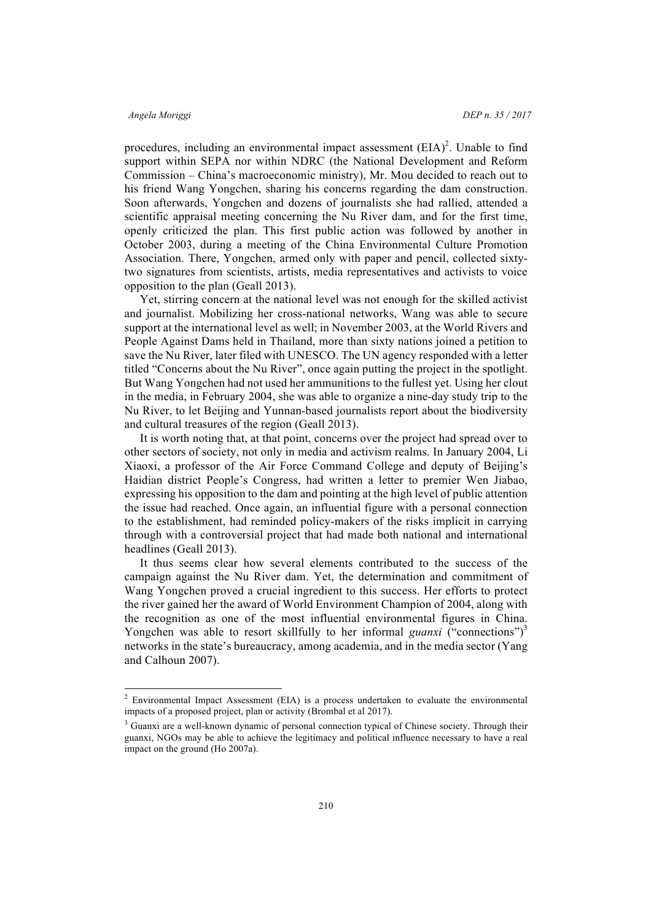procedures, including an environmental impact assessment (EIA)[2]. Unable to find support within SEPA nor within NDRC (the National Development and Reform Commission – China's macroeconomic ministry), Mr. Mou decided to reach out to his friend Wang Yongchen, sharing his concerns regarding the dam construction. Soon afterwards, Yongchen and dozens of journalists she had rallied, attended a scientific appraisal meeting concerning the Nu River dam, and for the first time, openly criticized the plan. This first public action was followed by another in October 2003, during a meeting of the China Environmental Culture Promotion Association. There, Yongchen, armed only with paper and pencil, collected sixty-two signatures from scientists, artists, media representatives and activists to voice opposition to the plan (Geall 2013).

Yet, stirring concern at the national level was not enough for the skilled activist and journalist. Mobilizing her cross-national networks, Wang was able to secure support at the international level as well; in November 2003, at the World Rivers and People Against Dams held in Thailand, more than sixty nations joined a petition to save the Nu River, later filed with UNESCO. The UN agency responded with a letter titled "Concerns about the Nu River", once again putting the project in the spotlight. But Wang Yongchen had not used her ammunitions to the fullest yet. Using her clout in the media, in February 2004, she was able to organize a nine-day study trip to the Nu River, to let Beijing and Yunnan-based journalists report about the biodiversity and cultural treasures of the region (Geall 2013).

It is worth noting that, at that point, concerns over the project had spread over to other sectors of society, not only in media and activism realms. In January 2004, Li Xiaoxi, a professor of the Air Force Command College and deputy of Beijing's Haidian district People's Congress, had written a letter to premier Wen Jiabao, expressing his opposition to the dam and pointing at the high level of public attention the issue had reached. Once again, an influential figure with a personal connection to the establishment, had reminded policy-makers of the risks implicit in carrying through with a controversial project that had made both national and international headlines (Geall 2013).

It thus seems clear how several elements contributed to the success of the campaign against the Nu River dam. Yet, the determination and commitment of Wang Yongchen proved a crucial ingredient to this success. Her efforts to protect the river gained her the award of World Environment Champion of 2004, along with the recognition as one of the most influential environmental figures in China. Yongchen was able to resort skillfully to her informal *guanxi* ("connections")[3] networks in the state's bureaucracy, among academia, and in the media sector (Yang and Calhoun 2007).

---

[2] Environmental Impact Assessment (EIA) is a process undertaken to evaluate the environmental impacts of a proposed project, plan or activity (Brombal et al 2017).

[3] Guanxi are a well-known dynamic of personal connection typical of Chinese society. Through their guanxi, NGOs may be able to achieve the legitimacy and political influence necessary to have a real impact on the ground (Ho 2007a).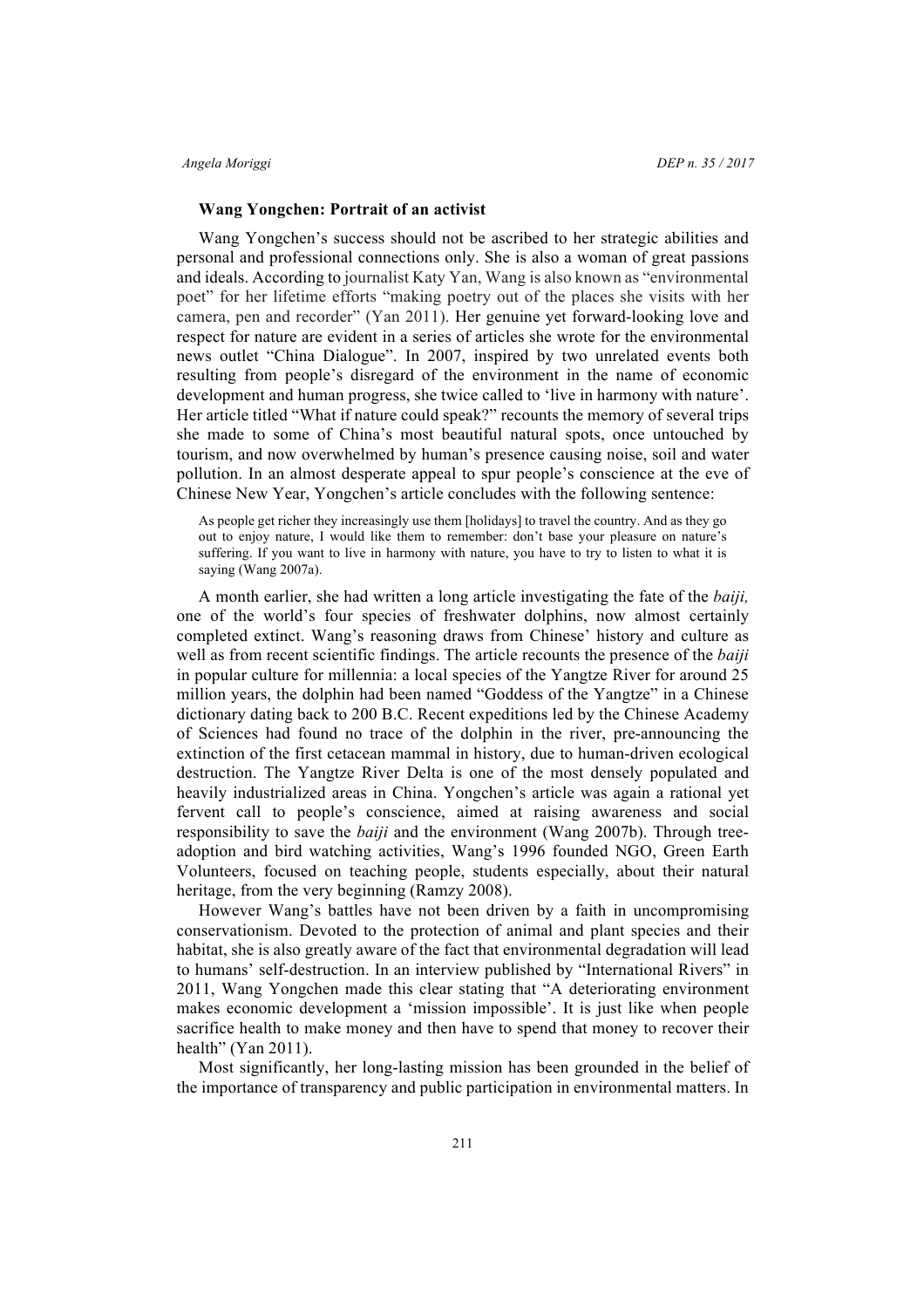### Wang Yongchen: Portrait of an activist

Wang Yongchen's success should not be ascribed to her strategic abilities and personal and professional connections only. She is also a woman of great passions and ideals. According to journalist Katy Yan, Wang is also known as "environmental poet" for her lifetime efforts "making poetry out of the places she visits with her camera, pen and recorder" (Yan 2011). Her genuine yet forward-looking love and respect for nature are evident in a series of articles she wrote for the environmental news outlet "China Dialogue". In 2007, inspired by two unrelated events both resulting from people's disregard of the environment in the name of economic development and human progress, she twice called to 'live in harmony with nature'. Her article titled "What if nature could speak?" recounts the memory of several trips she made to some of China's most beautiful natural spots, once untouched by tourism, and now overwhelmed by human's presence causing noise, soil and water pollution. In an almost desperate appeal to spur people's conscience at the eve of Chinese New Year, Yongchen's article concludes with the following sentence:

> As people get richer they increasingly use them [holidays] to travel the country. And as they go out to enjoy nature, I would like them to remember: don't base your pleasure on nature's suffering. If you want to live in harmony with nature, you have to try to listen to what it is saying (Wang 2007a).

A month earlier, she had written a long article investigating the fate of the *baiji,* one of the world's four species of freshwater dolphins, now almost certainly completed extinct. Wang's reasoning draws from Chinese' history and culture as well as from recent scientific findings. The article recounts the presence of the *baiji* in popular culture for millennia: a local species of the Yangtze River for around 25 million years, the dolphin had been named "Goddess of the Yangtze" in a Chinese dictionary dating back to 200 B.C. Recent expeditions led by the Chinese Academy of Sciences had found no trace of the dolphin in the river, pre-announcing the extinction of the first cetacean mammal in history, due to human-driven ecological destruction. The Yangtze River Delta is one of the most densely populated and heavily industrialized areas in China. Yongchen's article was again a rational yet fervent call to people's conscience, aimed at raising awareness and social responsibility to save the *baiji* and the environment (Wang 2007b). Through tree-adoption and bird watching activities, Wang's 1996 founded NGO, Green Earth Volunteers, focused on teaching people, students especially, about their natural heritage, from the very beginning (Ramzy 2008).

However Wang's battles have not been driven by a faith in uncompromising conservationism. Devoted to the protection of animal and plant species and their habitat, she is also greatly aware of the fact that environmental degradation will lead to humans' self-destruction. In an interview published by "International Rivers" in 2011, Wang Yongchen made this clear stating that "A deteriorating environment makes economic development a 'mission impossible'. It is just like when people sacrifice health to make money and then have to spend that money to recover their health" (Yan 2011).

Most significantly, her long-lasting mission has been grounded in the belief of the importance of transparency and public participation in environmental matters. In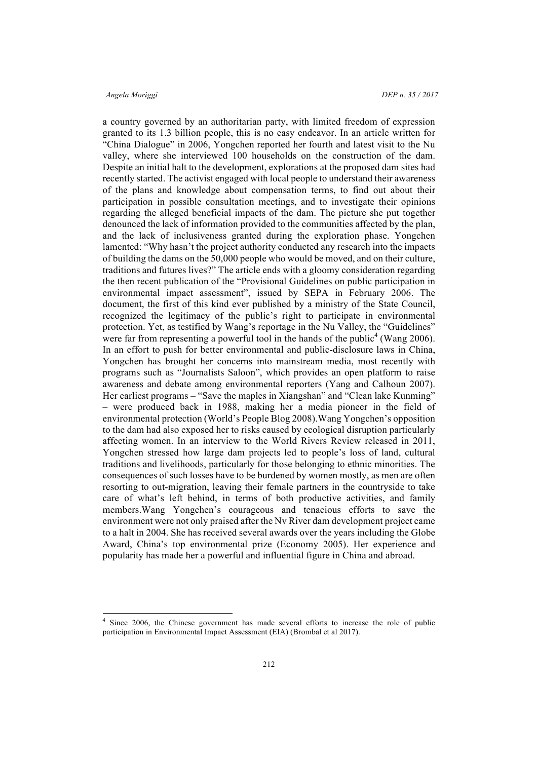a country governed by an authoritarian party, with limited freedom of expression granted to its 1.3 billion people, this is no easy endeavor. In an article written for "China Dialogue" in 2006, Yongchen reported her fourth and latest visit to the Nu valley, where she interviewed 100 households on the construction of the dam. Despite an initial halt to the development, explorations at the proposed dam sites had recently started. The activist engaged with local people to understand their awareness of the plans and knowledge about compensation terms, to find out about their participation in possible consultation meetings, and to investigate their opinions regarding the alleged beneficial impacts of the dam. The picture she put together denounced the lack of information provided to the communities affected by the plan, and the lack of inclusiveness granted during the exploration phase. Yongchen lamented: "Why hasn't the project authority conducted any research into the impacts of building the dams on the 50,000 people who would be moved, and on their culture, traditions and futures lives?" The article ends with a gloomy consideration regarding the then recent publication of the "Provisional Guidelines on public participation in environmental impact assessment", issued by SEPA in February 2006. The document, the first of this kind ever published by a ministry of the State Council, recognized the legitimacy of the public's right to participate in environmental protection. Yet, as testified by Wang's reportage in the Nu Valley, the "Guidelines" were far from representing a powerful tool in the hands of the public[4] (Wang 2006). In an effort to push for better environmental and public-disclosure laws in China, Yongchen has brought her concerns into mainstream media, most recently with programs such as "Journalists Saloon", which provides an open platform to raise awareness and debate among environmental reporters (Yang and Calhoun 2007). Her earliest programs – "Save the maples in Xiangshan" and "Clean lake Kunming" – were produced back in 1988, making her a media pioneer in the field of environmental protection (World's People Blog 2008).Wang Yongchen's opposition to the dam had also exposed her to risks caused by ecological disruption particularly affecting women. In an interview to the World Rivers Review released in 2011, Yongchen stressed how large dam projects led to people's loss of land, cultural traditions and livelihoods, particularly for those belonging to ethnic minorities. The consequences of such losses have to be burdened by women mostly, as men are often resorting to out-migration, leaving their female partners in the countryside to take care of what's left behind, in terms of both productive activities, and family members.Wang Yongchen's courageous and tenacious efforts to save the environment were not only praised after the Nv River dam development project came to a halt in 2004. She has received several awards over the years including the Globe Award, China's top environmental prize (Economy 2005). Her experience and popularity has made her a powerful and influential figure in China and abroad.

---

[4] Since 2006, the Chinese government has made several efforts to increase the role of public participation in Environmental Impact Assessment (EIA) (Brombal et al 2017).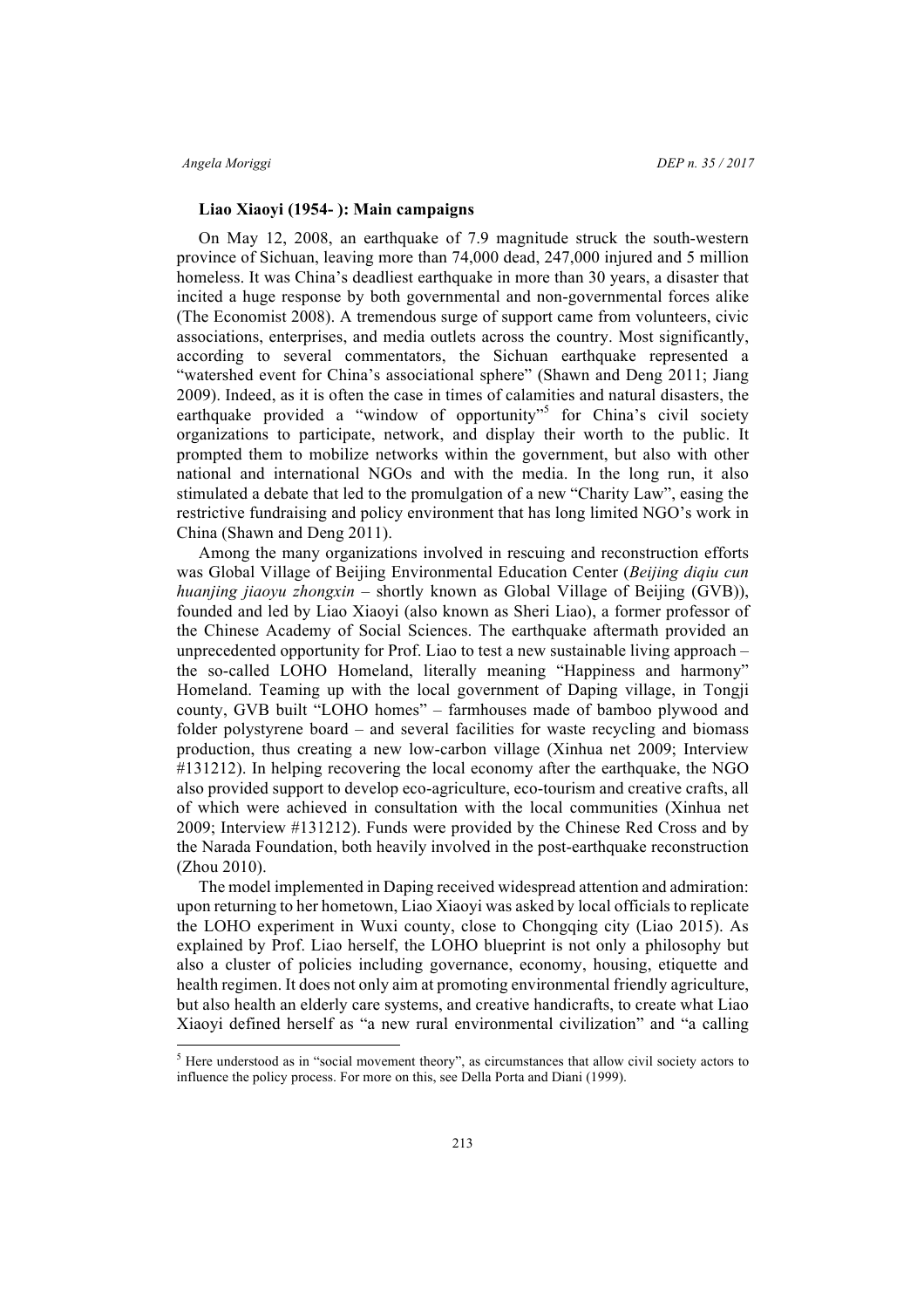### Liao Xiaoyi (1954- ): Main campaigns

On May 12, 2008, an earthquake of 7.9 magnitude struck the south-western province of Sichuan, leaving more than 74,000 dead, 247,000 injured and 5 million homeless. It was China's deadliest earthquake in more than 30 years, a disaster that incited a huge response by both governmental and non-governmental forces alike (The Economist 2008). A tremendous surge of support came from volunteers, civic associations, enterprises, and media outlets across the country. Most significantly, according to several commentators, the Sichuan earthquake represented a "watershed event for China's associational sphere" (Shawn and Deng 2011; Jiang 2009). Indeed, as it is often the case in times of calamities and natural disasters, the earthquake provided a "window of opportunity"[5] for China's civil society organizations to participate, network, and display their worth to the public. It prompted them to mobilize networks within the government, but also with other national and international NGOs and with the media. In the long run, it also stimulated a debate that led to the promulgation of a new "Charity Law", easing the restrictive fundraising and policy environment that has long limited NGO's work in China (Shawn and Deng 2011).

Among the many organizations involved in rescuing and reconstruction efforts was Global Village of Beijing Environmental Education Center (*Beijing diqiu cun huanjing jiaoyu zhongxin* – shortly known as Global Village of Beijing (GVB)), founded and led by Liao Xiaoyi (also known as Sheri Liao), a former professor of the Chinese Academy of Social Sciences. The earthquake aftermath provided an unprecedented opportunity for Prof. Liao to test a new sustainable living approach – the so-called LOHO Homeland, literally meaning "Happiness and harmony" Homeland. Teaming up with the local government of Daping village, in Tongji county, GVB built "LOHO homes" – farmhouses made of bamboo plywood and folder polystyrene board – and several facilities for waste recycling and biomass production, thus creating a new low-carbon village (Xinhua net 2009; Interview #131212). In helping recovering the local economy after the earthquake, the NGO also provided support to develop eco-agriculture, eco-tourism and creative crafts, all of which were achieved in consultation with the local communities (Xinhua net 2009; Interview #131212). Funds were provided by the Chinese Red Cross and by the Narada Foundation, both heavily involved in the post-earthquake reconstruction (Zhou 2010).

The model implemented in Daping received widespread attention and admiration: upon returning to her hometown, Liao Xiaoyi was asked by local officials to replicate the LOHO experiment in Wuxi county, close to Chongqing city (Liao 2015). As explained by Prof. Liao herself, the LOHO blueprint is not only a philosophy but also a cluster of policies including governance, economy, housing, etiquette and health regimen. It does not only aim at promoting environmental friendly agriculture, but also health an elderly care systems, and creative handicrafts, to create what Liao Xiaoyi defined herself as "a new rural environmental civilization" and "a calling

[5] Here understood as in "social movement theory", as circumstances that allow civil society actors to influence the policy process. For more on this, see Della Porta and Diani (1999).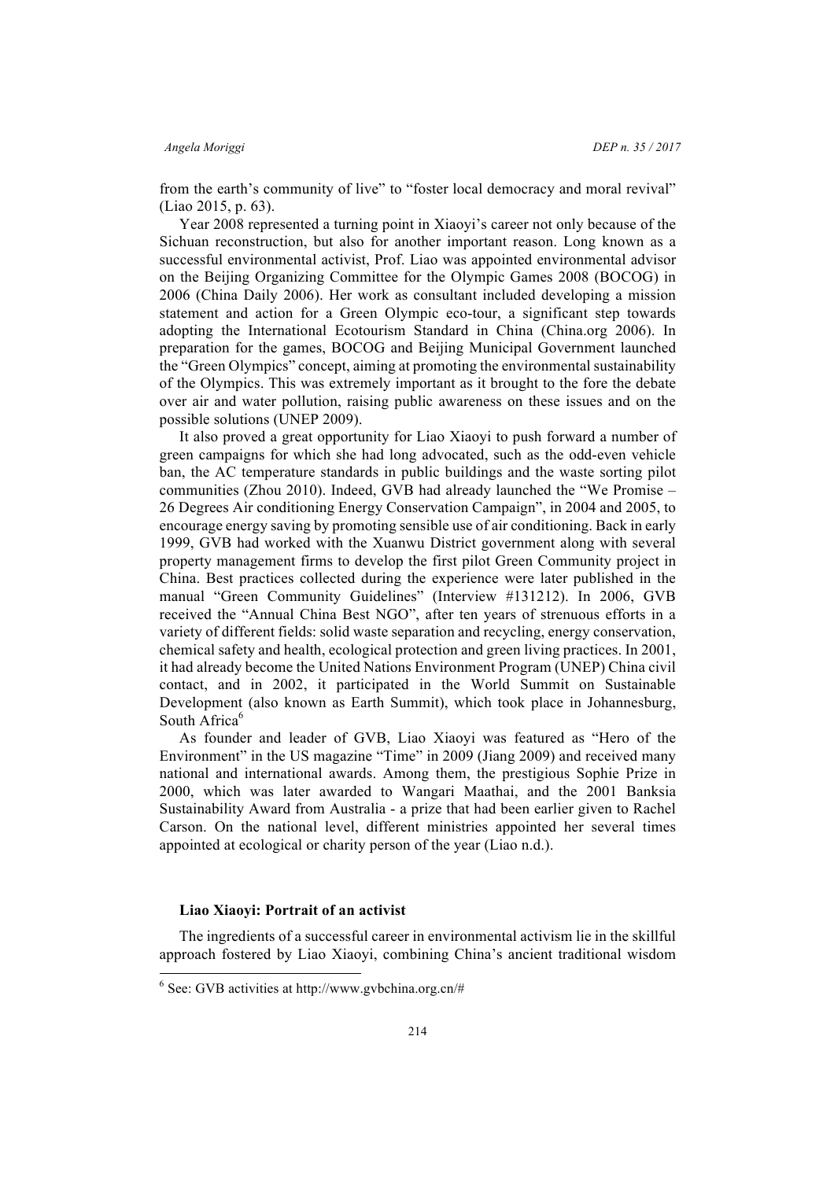from the earth's community of live" to "foster local democracy and moral revival" (Liao 2015, p. 63).

Year 2008 represented a turning point in Xiaoyi's career not only because of the Sichuan reconstruction, but also for another important reason. Long known as a successful environmental activist, Prof. Liao was appointed environmental advisor on the Beijing Organizing Committee for the Olympic Games 2008 (BOCOG) in 2006 (China Daily 2006). Her work as consultant included developing a mission statement and action for a Green Olympic eco-tour, a significant step towards adopting the International Ecotourism Standard in China (China.org 2006). In preparation for the games, BOCOG and Beijing Municipal Government launched the "Green Olympics" concept, aiming at promoting the environmental sustainability of the Olympics. This was extremely important as it brought to the fore the debate over air and water pollution, raising public awareness on these issues and on the possible solutions (UNEP 2009).

It also proved a great opportunity for Liao Xiaoyi to push forward a number of green campaigns for which she had long advocated, such as the odd-even vehicle ban, the AC temperature standards in public buildings and the waste sorting pilot communities (Zhou 2010). Indeed, GVB had already launched the "We Promise – 26 Degrees Air conditioning Energy Conservation Campaign", in 2004 and 2005, to encourage energy saving by promoting sensible use of air conditioning. Back in early 1999, GVB had worked with the Xuanwu District government along with several property management firms to develop the first pilot Green Community project in China. Best practices collected during the experience were later published in the manual "Green Community Guidelines" (Interview #131212). In 2006, GVB received the "Annual China Best NGO", after ten years of strenuous efforts in a variety of different fields: solid waste separation and recycling, energy conservation, chemical safety and health, ecological protection and green living practices. In 2001, it had already become the United Nations Environment Program (UNEP) China civil contact, and in 2002, it participated in the World Summit on Sustainable Development (also known as Earth Summit), which took place in Johannesburg, South Africa[6]

As founder and leader of GVB, Liao Xiaoyi was featured as "Hero of the Environment" in the US magazine "Time" in 2009 (Jiang 2009) and received many national and international awards. Among them, the prestigious Sophie Prize in 2000, which was later awarded to Wangari Maathai, and the 2001 Banksia Sustainability Award from Australia - a prize that had been earlier given to Rachel Carson. On the national level, different ministries appointed her several times appointed at ecological or charity person of the year (Liao n.d.).

## Liao Xiaoyi: Portrait of an activist

The ingredients of a successful career in environmental activism lie in the skillful approach fostered by Liao Xiaoyi, combining China's ancient traditional wisdom

[6] See: GVB activities at http://www.gvbchina.org.cn/#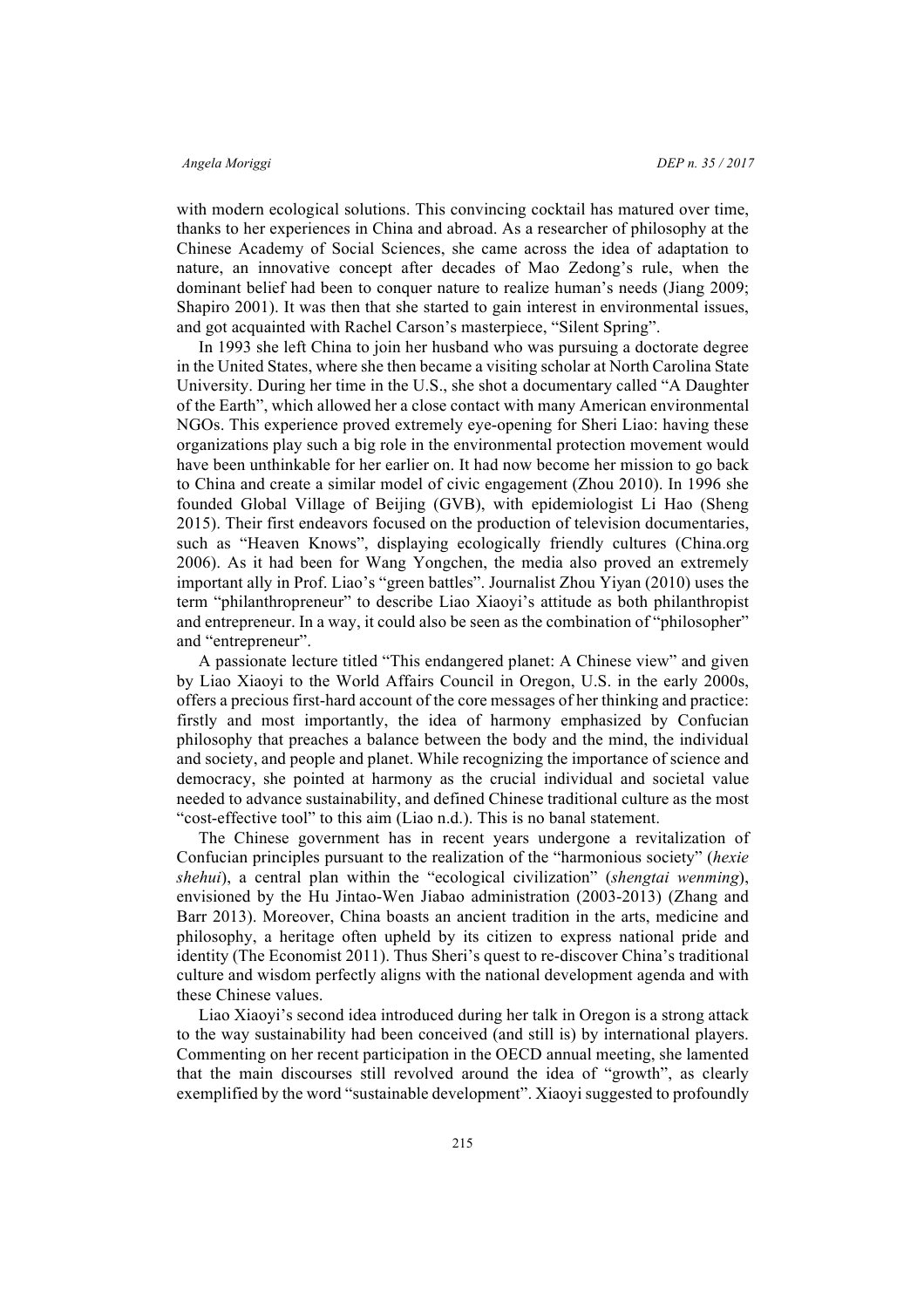with modern ecological solutions. This convincing cocktail has matured over time, thanks to her experiences in China and abroad. As a researcher of philosophy at the Chinese Academy of Social Sciences, she came across the idea of adaptation to nature, an innovative concept after decades of Mao Zedong's rule, when the dominant belief had been to conquer nature to realize human's needs (Jiang 2009; Shapiro 2001). It was then that she started to gain interest in environmental issues, and got acquainted with Rachel Carson's masterpiece, "Silent Spring".

In 1993 she left China to join her husband who was pursuing a doctorate degree in the United States, where she then became a visiting scholar at North Carolina State University. During her time in the U.S., she shot a documentary called "A Daughter of the Earth", which allowed her a close contact with many American environmental NGOs. This experience proved extremely eye-opening for Sheri Liao: having these organizations play such a big role in the environmental protection movement would have been unthinkable for her earlier on. It had now become her mission to go back to China and create a similar model of civic engagement (Zhou 2010). In 1996 she founded Global Village of Beijing (GVB), with epidemiologist Li Hao (Sheng 2015). Their first endeavors focused on the production of television documentaries, such as "Heaven Knows", displaying ecologically friendly cultures (China.org 2006). As it had been for Wang Yongchen, the media also proved an extremely important ally in Prof. Liao's "green battles". Journalist Zhou Yiyan (2010) uses the term "philanthropreneur" to describe Liao Xiaoyi's attitude as both philanthropist and entrepreneur. In a way, it could also be seen as the combination of "philosopher" and "entrepreneur".

A passionate lecture titled "This endangered planet: A Chinese view" and given by Liao Xiaoyi to the World Affairs Council in Oregon, U.S. in the early 2000s, offers a precious first-hard account of the core messages of her thinking and practice: firstly and most importantly, the idea of harmony emphasized by Confucian philosophy that preaches a balance between the body and the mind, the individual and society, and people and planet. While recognizing the importance of science and democracy, she pointed at harmony as the crucial individual and societal value needed to advance sustainability, and defined Chinese traditional culture as the most "cost-effective tool" to this aim (Liao n.d.). This is no banal statement.

The Chinese government has in recent years undergone a revitalization of Confucian principles pursuant to the realization of the "harmonious society" (*hexie shehui*), a central plan within the "ecological civilization" (*shengtai wenming*), envisioned by the Hu Jintao-Wen Jiabao administration (2003-2013) (Zhang and Barr 2013). Moreover, China boasts an ancient tradition in the arts, medicine and philosophy, a heritage often upheld by its citizen to express national pride and identity (The Economist 2011). Thus Sheri's quest to re-discover China's traditional culture and wisdom perfectly aligns with the national development agenda and with these Chinese values.

Liao Xiaoyi's second idea introduced during her talk in Oregon is a strong attack to the way sustainability had been conceived (and still is) by international players. Commenting on her recent participation in the OECD annual meeting, she lamented that the main discourses still revolved around the idea of "growth", as clearly exemplified by the word "sustainable development". Xiaoyi suggested to profoundly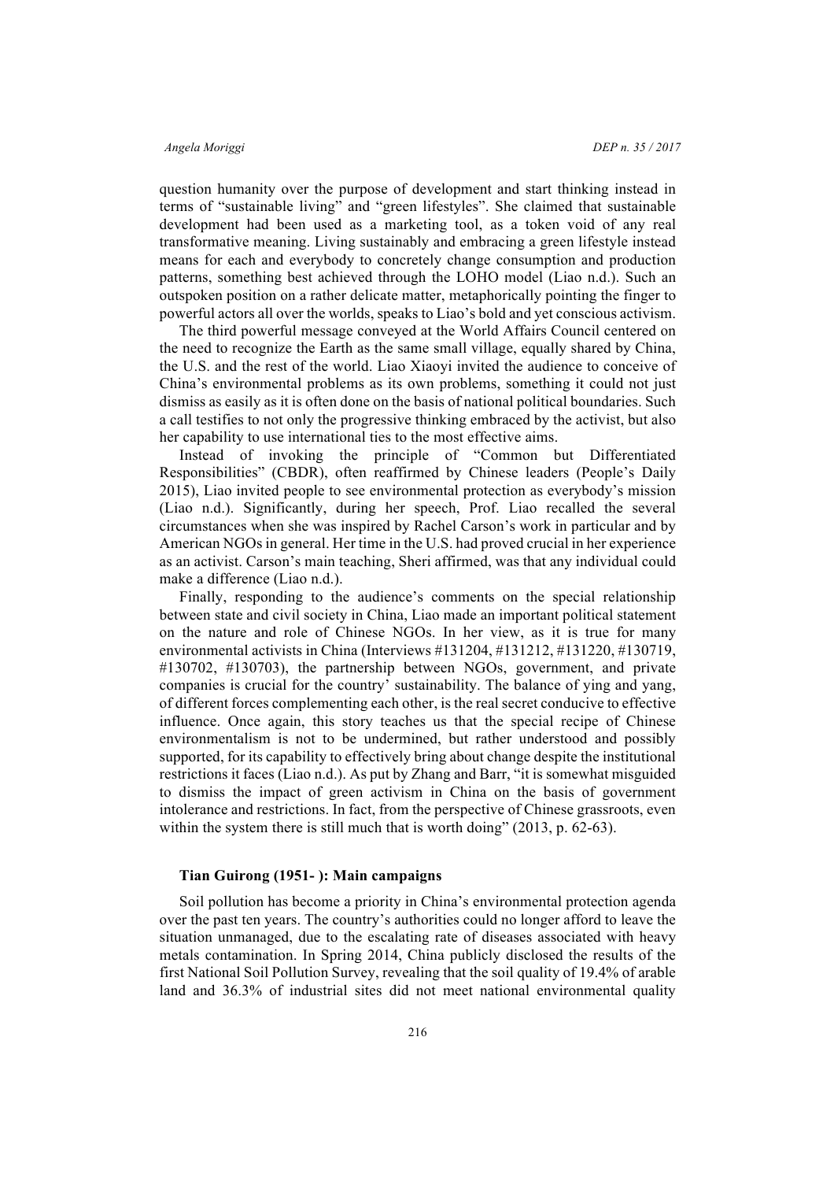question humanity over the purpose of development and start thinking instead in terms of "sustainable living" and "green lifestyles". She claimed that sustainable development had been used as a marketing tool, as a token void of any real transformative meaning. Living sustainably and embracing a green lifestyle instead means for each and everybody to concretely change consumption and production patterns, something best achieved through the LOHO model (Liao n.d.). Such an outspoken position on a rather delicate matter, metaphorically pointing the finger to powerful actors all over the worlds, speaks to Liao's bold and yet conscious activism.

The third powerful message conveyed at the World Affairs Council centered on the need to recognize the Earth as the same small village, equally shared by China, the U.S. and the rest of the world. Liao Xiaoyi invited the audience to conceive of China's environmental problems as its own problems, something it could not just dismiss as easily as it is often done on the basis of national political boundaries. Such a call testifies to not only the progressive thinking embraced by the activist, but also her capability to use international ties to the most effective aims.

Instead of invoking the principle of "Common but Differentiated Responsibilities" (CBDR), often reaffirmed by Chinese leaders (People's Daily 2015), Liao invited people to see environmental protection as everybody's mission (Liao n.d.). Significantly, during her speech, Prof. Liao recalled the several circumstances when she was inspired by Rachel Carson's work in particular and by American NGOs in general. Her time in the U.S. had proved crucial in her experience as an activist. Carson's main teaching, Sheri affirmed, was that any individual could make a difference (Liao n.d.).

Finally, responding to the audience's comments on the special relationship between state and civil society in China, Liao made an important political statement on the nature and role of Chinese NGOs. In her view, as it is true for many environmental activists in China (Interviews #131204, #131212, #131220, #130719, #130702, #130703), the partnership between NGOs, government, and private companies is crucial for the country' sustainability. The balance of ying and yang, of different forces complementing each other, is the real secret conducive to effective influence. Once again, this story teaches us that the special recipe of Chinese environmentalism is not to be undermined, but rather understood and possibly supported, for its capability to effectively bring about change despite the institutional restrictions it faces (Liao n.d.). As put by Zhang and Barr, "it is somewhat misguided to dismiss the impact of green activism in China on the basis of government intolerance and restrictions. In fact, from the perspective of Chinese grassroots, even within the system there is still much that is worth doing" (2013, p. 62-63).

### Tian Guirong (1951- ): Main campaigns

Soil pollution has become a priority in China's environmental protection agenda over the past ten years. The country's authorities could no longer afford to leave the situation unmanaged, due to the escalating rate of diseases associated with heavy metals contamination. In Spring 2014, China publicly disclosed the results of the first National Soil Pollution Survey, revealing that the soil quality of 19.4% of arable land and 36.3% of industrial sites did not meet national environmental quality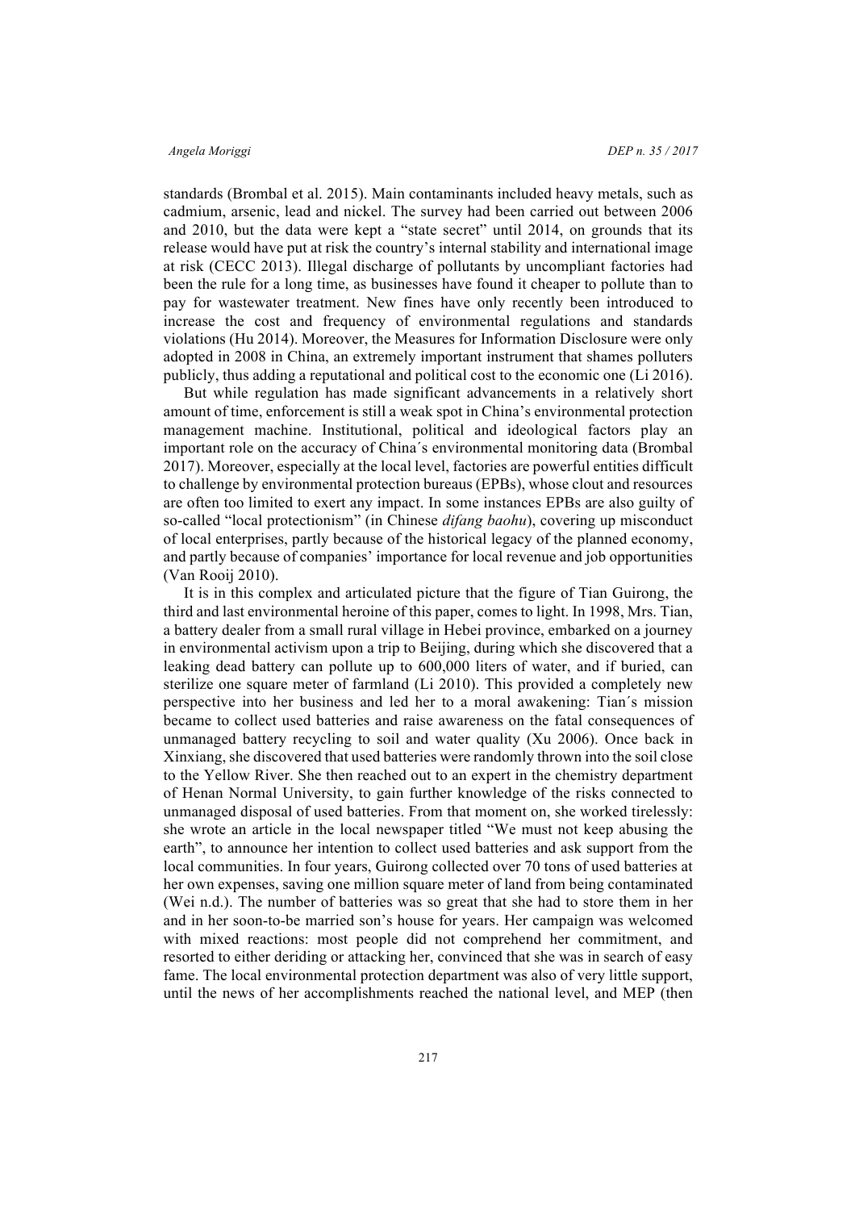standards (Brombal et al. 2015). Main contaminants included heavy metals, such as cadmium, arsenic, lead and nickel. The survey had been carried out between 2006 and 2010, but the data were kept a "state secret" until 2014, on grounds that its release would have put at risk the country's internal stability and international image at risk (CECC 2013). Illegal discharge of pollutants by uncompliant factories had been the rule for a long time, as businesses have found it cheaper to pollute than to pay for wastewater treatment. New fines have only recently been introduced to increase the cost and frequency of environmental regulations and standards violations (Hu 2014). Moreover, the Measures for Information Disclosure were only adopted in 2008 in China, an extremely important instrument that shames polluters publicly, thus adding a reputational and political cost to the economic one (Li 2016).

But while regulation has made significant advancements in a relatively short amount of time, enforcement is still a weak spot in China's environmental protection management machine. Institutional, political and ideological factors play an important role on the accuracy of China´s environmental monitoring data (Brombal 2017). Moreover, especially at the local level, factories are powerful entities difficult to challenge by environmental protection bureaus (EPBs), whose clout and resources are often too limited to exert any impact. In some instances EPBs are also guilty of so-called "local protectionism" (in Chinese *difang baohu*), covering up misconduct of local enterprises, partly because of the historical legacy of the planned economy, and partly because of companies' importance for local revenue and job opportunities (Van Rooij 2010).

It is in this complex and articulated picture that the figure of Tian Guirong, the third and last environmental heroine of this paper, comes to light. In 1998, Mrs. Tian, a battery dealer from a small rural village in Hebei province, embarked on a journey in environmental activism upon a trip to Beijing, during which she discovered that a leaking dead battery can pollute up to 600,000 liters of water, and if buried, can sterilize one square meter of farmland (Li 2010). This provided a completely new perspective into her business and led her to a moral awakening: Tian´s mission became to collect used batteries and raise awareness on the fatal consequences of unmanaged battery recycling to soil and water quality (Xu 2006). Once back in Xinxiang, she discovered that used batteries were randomly thrown into the soil close to the Yellow River. She then reached out to an expert in the chemistry department of Henan Normal University, to gain further knowledge of the risks connected to unmanaged disposal of used batteries. From that moment on, she worked tirelessly: she wrote an article in the local newspaper titled "We must not keep abusing the earth", to announce her intention to collect used batteries and ask support from the local communities. In four years, Guirong collected over 70 tons of used batteries at her own expenses, saving one million square meter of land from being contaminated (Wei n.d.). The number of batteries was so great that she had to store them in her and in her soon-to-be married son's house for years. Her campaign was welcomed with mixed reactions: most people did not comprehend her commitment, and resorted to either deriding or attacking her, convinced that she was in search of easy fame. The local environmental protection department was also of very little support, until the news of her accomplishments reached the national level, and MEP (then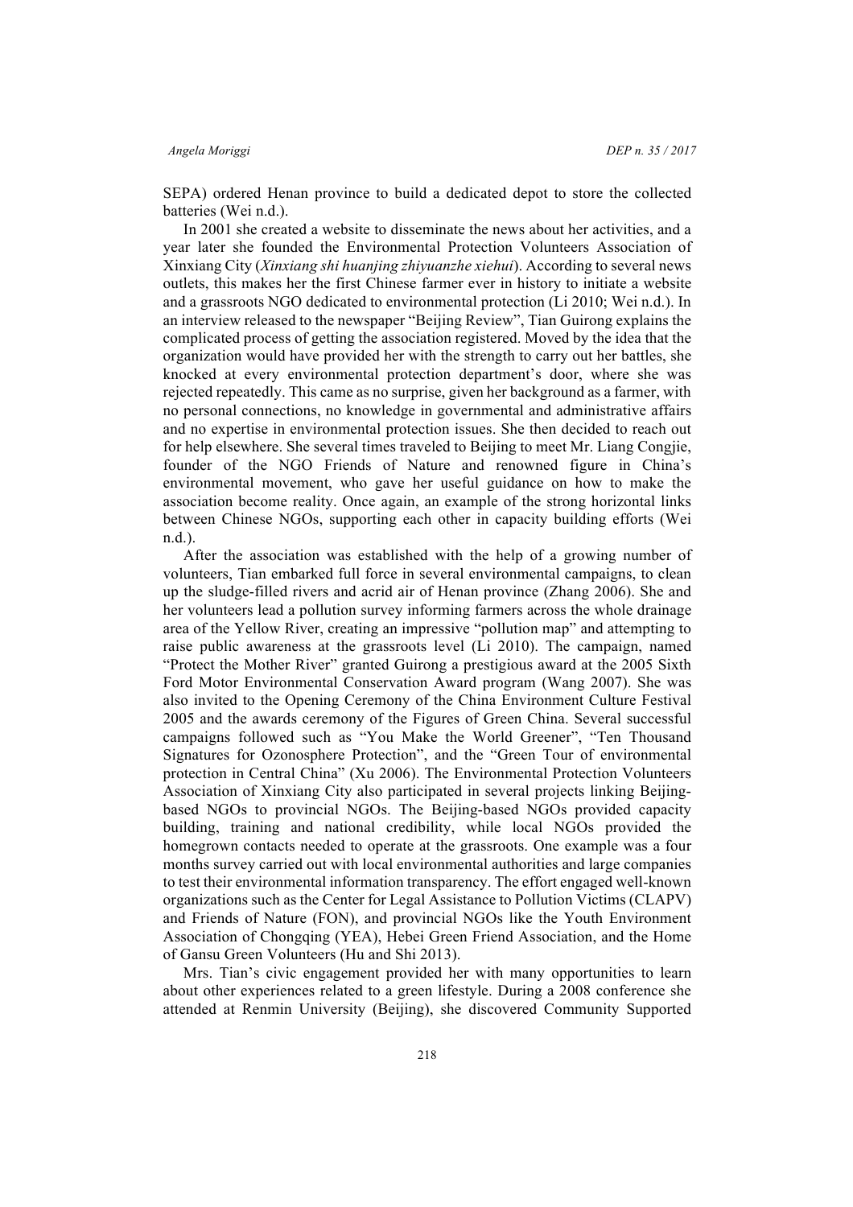SEPA) ordered Henan province to build a dedicated depot to store the collected batteries (Wei n.d.).

In 2001 she created a website to disseminate the news about her activities, and a year later she founded the Environmental Protection Volunteers Association of Xinxiang City (*Xinxiang shi huanjing zhiyuanzhe xiehui*). According to several news outlets, this makes her the first Chinese farmer ever in history to initiate a website and a grassroots NGO dedicated to environmental protection (Li 2010; Wei n.d.). In an interview released to the newspaper "Beijing Review", Tian Guirong explains the complicated process of getting the association registered. Moved by the idea that the organization would have provided her with the strength to carry out her battles, she knocked at every environmental protection department's door, where she was rejected repeatedly. This came as no surprise, given her background as a farmer, with no personal connections, no knowledge in governmental and administrative affairs and no expertise in environmental protection issues. She then decided to reach out for help elsewhere. She several times traveled to Beijing to meet Mr. Liang Congjie, founder of the NGO Friends of Nature and renowned figure in China's environmental movement, who gave her useful guidance on how to make the association become reality. Once again, an example of the strong horizontal links between Chinese NGOs, supporting each other in capacity building efforts (Wei n.d.).

After the association was established with the help of a growing number of volunteers, Tian embarked full force in several environmental campaigns, to clean up the sludge-filled rivers and acrid air of Henan province (Zhang 2006). She and her volunteers lead a pollution survey informing farmers across the whole drainage area of the Yellow River, creating an impressive "pollution map" and attempting to raise public awareness at the grassroots level (Li 2010). The campaign, named "Protect the Mother River" granted Guirong a prestigious award at the 2005 Sixth Ford Motor Environmental Conservation Award program (Wang 2007). She was also invited to the Opening Ceremony of the China Environment Culture Festival 2005 and the awards ceremony of the Figures of Green China. Several successful campaigns followed such as "You Make the World Greener", "Ten Thousand Signatures for Ozonosphere Protection", and the "Green Tour of environmental protection in Central China" (Xu 2006). The Environmental Protection Volunteers Association of Xinxiang City also participated in several projects linking Beijing-based NGOs to provincial NGOs. The Beijing-based NGOs provided capacity building, training and national credibility, while local NGOs provided the homegrown contacts needed to operate at the grassroots. One example was a four months survey carried out with local environmental authorities and large companies to test their environmental information transparency. The effort engaged well-known organizations such as the Center for Legal Assistance to Pollution Victims (CLAPV) and Friends of Nature (FON), and provincial NGOs like the Youth Environment Association of Chongqing (YEA), Hebei Green Friend Association, and the Home of Gansu Green Volunteers (Hu and Shi 2013).

Mrs. Tian's civic engagement provided her with many opportunities to learn about other experiences related to a green lifestyle. During a 2008 conference she attended at Renmin University (Beijing), she discovered Community Supported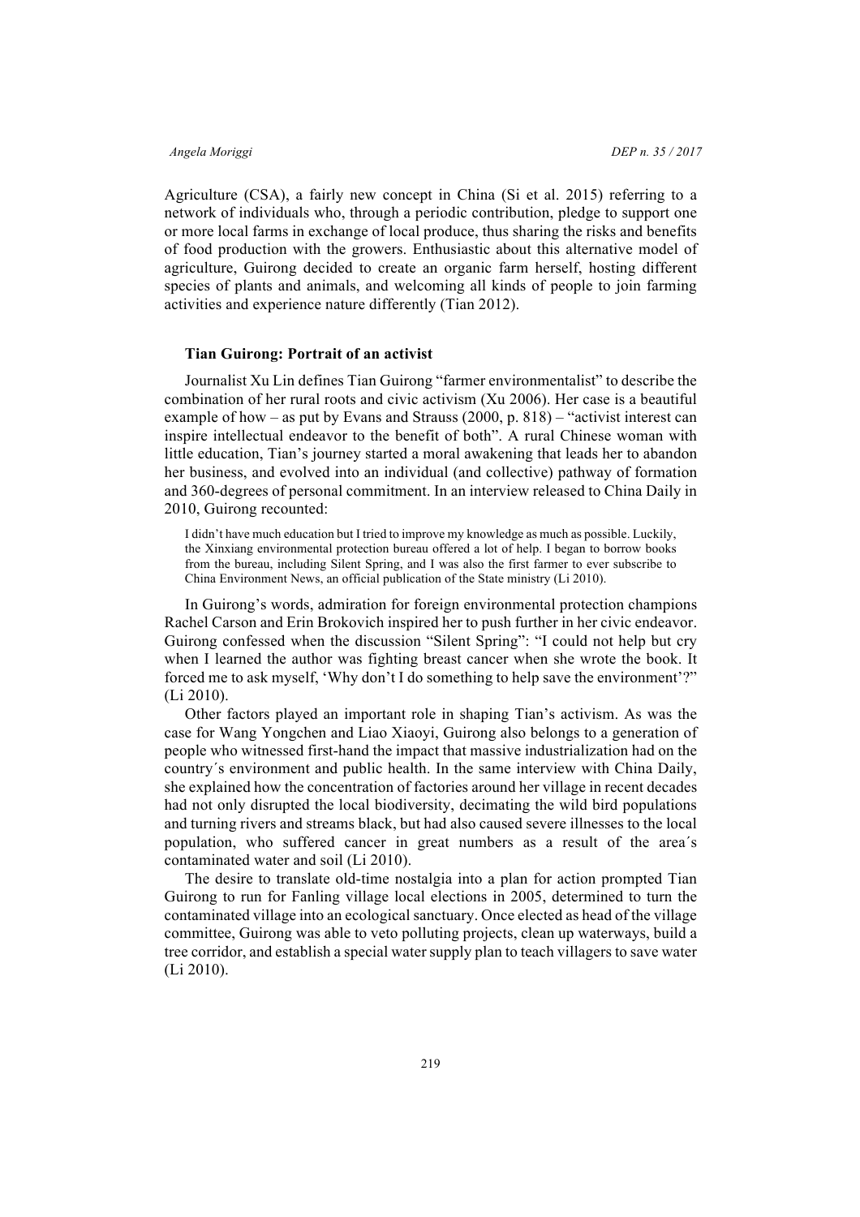Agriculture (CSA), a fairly new concept in China (Si et al. 2015) referring to a network of individuals who, through a periodic contribution, pledge to support one or more local farms in exchange of local produce, thus sharing the risks and benefits of food production with the growers. Enthusiastic about this alternative model of agriculture, Guirong decided to create an organic farm herself, hosting different species of plants and animals, and welcoming all kinds of people to join farming activities and experience nature differently (Tian 2012).

### Tian Guirong: Portrait of an activist

Journalist Xu Lin defines Tian Guirong "farmer environmentalist" to describe the combination of her rural roots and civic activism (Xu 2006). Her case is a beautiful example of how – as put by Evans and Strauss (2000, p. 818) – "activist interest can inspire intellectual endeavor to the benefit of both". A rural Chinese woman with little education, Tian's journey started a moral awakening that leads her to abandon her business, and evolved into an individual (and collective) pathway of formation and 360-degrees of personal commitment. In an interview released to China Daily in 2010, Guirong recounted:

> I didn't have much education but I tried to improve my knowledge as much as possible. Luckily, the Xinxiang environmental protection bureau offered a lot of help. I began to borrow books from the bureau, including Silent Spring, and I was also the first farmer to ever subscribe to China Environment News, an official publication of the State ministry (Li 2010).

In Guirong's words, admiration for foreign environmental protection champions Rachel Carson and Erin Brokovich inspired her to push further in her civic endeavor. Guirong confessed when the discussion "Silent Spring": "I could not help but cry when I learned the author was fighting breast cancer when she wrote the book. It forced me to ask myself, 'Why don't I do something to help save the environment'?" (Li 2010).

Other factors played an important role in shaping Tian's activism. As was the case for Wang Yongchen and Liao Xiaoyi, Guirong also belongs to a generation of people who witnessed first-hand the impact that massive industrialization had on the country´s environment and public health. In the same interview with China Daily, she explained how the concentration of factories around her village in recent decades had not only disrupted the local biodiversity, decimating the wild bird populations and turning rivers and streams black, but had also caused severe illnesses to the local population, who suffered cancer in great numbers as a result of the area´s contaminated water and soil (Li 2010).

The desire to translate old-time nostalgia into a plan for action prompted Tian Guirong to run for Fanling village local elections in 2005, determined to turn the contaminated village into an ecological sanctuary. Once elected as head of the village committee, Guirong was able to veto polluting projects, clean up waterways, build a tree corridor, and establish a special water supply plan to teach villagers to save water (Li 2010).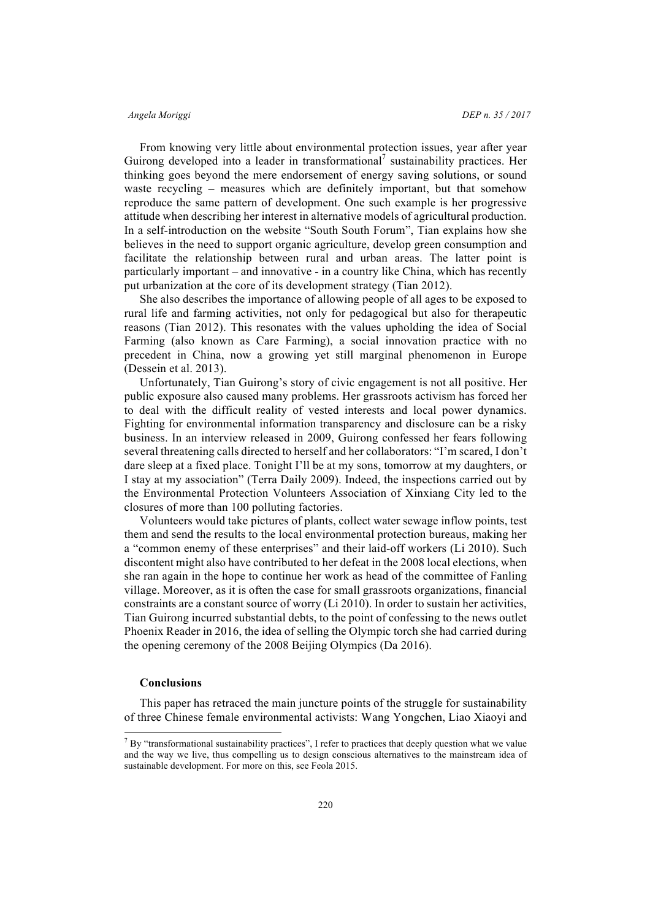From knowing very little about environmental protection issues, year after year Guirong developed into a leader in transformational[7] sustainability practices. Her thinking goes beyond the mere endorsement of energy saving solutions, or sound waste recycling – measures which are definitely important, but that somehow reproduce the same pattern of development. One such example is her progressive attitude when describing her interest in alternative models of agricultural production. In a self-introduction on the website "South South Forum", Tian explains how she believes in the need to support organic agriculture, develop green consumption and facilitate the relationship between rural and urban areas. The latter point is particularly important – and innovative - in a country like China, which has recently put urbanization at the core of its development strategy (Tian 2012).

She also describes the importance of allowing people of all ages to be exposed to rural life and farming activities, not only for pedagogical but also for therapeutic reasons (Tian 2012). This resonates with the values upholding the idea of Social Farming (also known as Care Farming), a social innovation practice with no precedent in China, now a growing yet still marginal phenomenon in Europe (Dessein et al. 2013).

Unfortunately, Tian Guirong's story of civic engagement is not all positive. Her public exposure also caused many problems. Her grassroots activism has forced her to deal with the difficult reality of vested interests and local power dynamics. Fighting for environmental information transparency and disclosure can be a risky business. In an interview released in 2009, Guirong confessed her fears following several threatening calls directed to herself and her collaborators: "I'm scared, I don't dare sleep at a fixed place. Tonight I'll be at my sons, tomorrow at my daughters, or I stay at my association" (Terra Daily 2009). Indeed, the inspections carried out by the Environmental Protection Volunteers Association of Xinxiang City led to the closures of more than 100 polluting factories.

Volunteers would take pictures of plants, collect water sewage inflow points, test them and send the results to the local environmental protection bureaus, making her a "common enemy of these enterprises" and their laid-off workers (Li 2010). Such discontent might also have contributed to her defeat in the 2008 local elections, when she ran again in the hope to continue her work as head of the committee of Fanling village. Moreover, as it is often the case for small grassroots organizations, financial constraints are a constant source of worry (Li 2010). In order to sustain her activities, Tian Guirong incurred substantial debts, to the point of confessing to the news outlet Phoenix Reader in 2016, the idea of selling the Olympic torch she had carried during the opening ceremony of the 2008 Beijing Olympics (Da 2016).

### Conclusions

This paper has retraced the main juncture points of the struggle for sustainability of three Chinese female environmental activists: Wang Yongchen, Liao Xiaoyi and

---

[7] By "transformational sustainability practices", I refer to practices that deeply question what we value and the way we live, thus compelling us to design conscious alternatives to the mainstream idea of sustainable development. For more on this, see Feola 2015.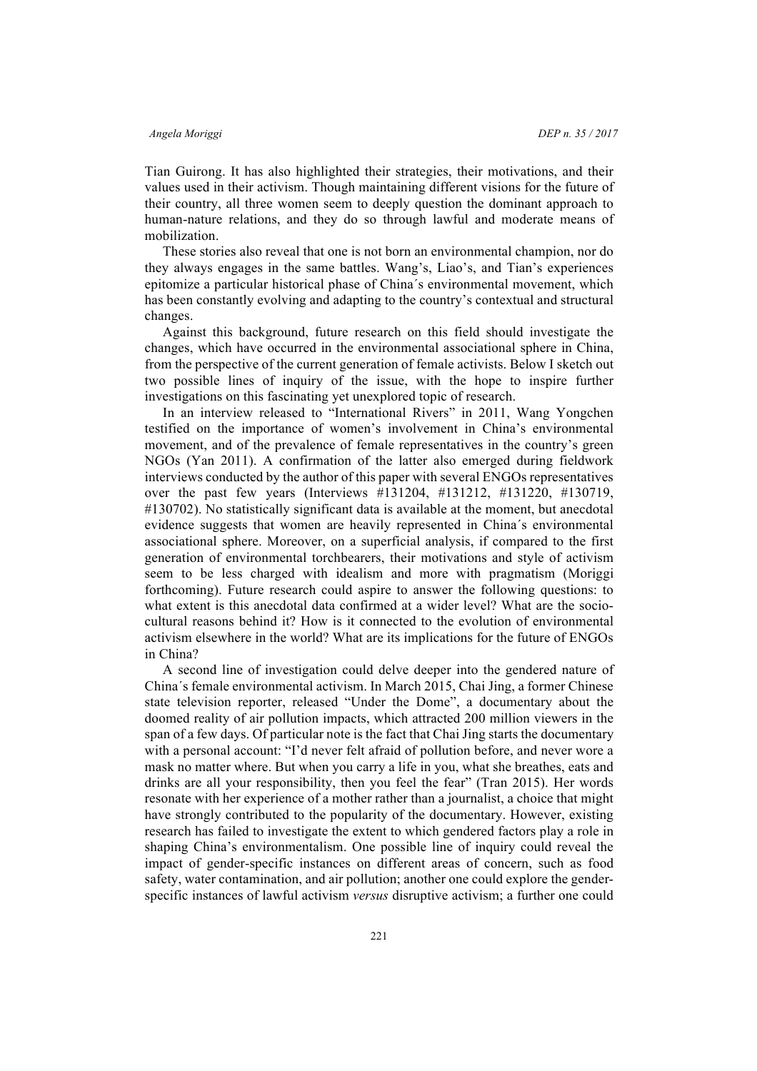Tian Guirong. It has also highlighted their strategies, their motivations, and their values used in their activism. Though maintaining different visions for the future of their country, all three women seem to deeply question the dominant approach to human-nature relations, and they do so through lawful and moderate means of mobilization.

These stories also reveal that one is not born an environmental champion, nor do they always engages in the same battles. Wang's, Liao's, and Tian's experiences epitomize a particular historical phase of China´s environmental movement, which has been constantly evolving and adapting to the country's contextual and structural changes.

Against this background, future research on this field should investigate the changes, which have occurred in the environmental associational sphere in China, from the perspective of the current generation of female activists. Below I sketch out two possible lines of inquiry of the issue, with the hope to inspire further investigations on this fascinating yet unexplored topic of research.

In an interview released to "International Rivers" in 2011, Wang Yongchen testified on the importance of women's involvement in China's environmental movement, and of the prevalence of female representatives in the country's green NGOs (Yan 2011). A confirmation of the latter also emerged during fieldwork interviews conducted by the author of this paper with several ENGOs representatives over the past few years (Interviews #131204, #131212, #131220, #130719, #130702). No statistically significant data is available at the moment, but anecdotal evidence suggests that women are heavily represented in China´s environmental associational sphere. Moreover, on a superficial analysis, if compared to the first generation of environmental torchbearers, their motivations and style of activism seem to be less charged with idealism and more with pragmatism (Moriggi forthcoming). Future research could aspire to answer the following questions: to what extent is this anecdotal data confirmed at a wider level? What are the socio-cultural reasons behind it? How is it connected to the evolution of environmental activism elsewhere in the world? What are its implications for the future of ENGOs in China?

A second line of investigation could delve deeper into the gendered nature of China´s female environmental activism. In March 2015, Chai Jing, a former Chinese state television reporter, released "Under the Dome", a documentary about the doomed reality of air pollution impacts, which attracted 200 million viewers in the span of a few days. Of particular note is the fact that Chai Jing starts the documentary with a personal account: "I'd never felt afraid of pollution before, and never wore a mask no matter where. But when you carry a life in you, what she breathes, eats and drinks are all your responsibility, then you feel the fear" (Tran 2015). Her words resonate with her experience of a mother rather than a journalist, a choice that might have strongly contributed to the popularity of the documentary. However, existing research has failed to investigate the extent to which gendered factors play a role in shaping China's environmentalism. One possible line of inquiry could reveal the impact of gender-specific instances on different areas of concern, such as food safety, water contamination, and air pollution; another one could explore the gender-specific instances of lawful activism *versus* disruptive activism; a further one could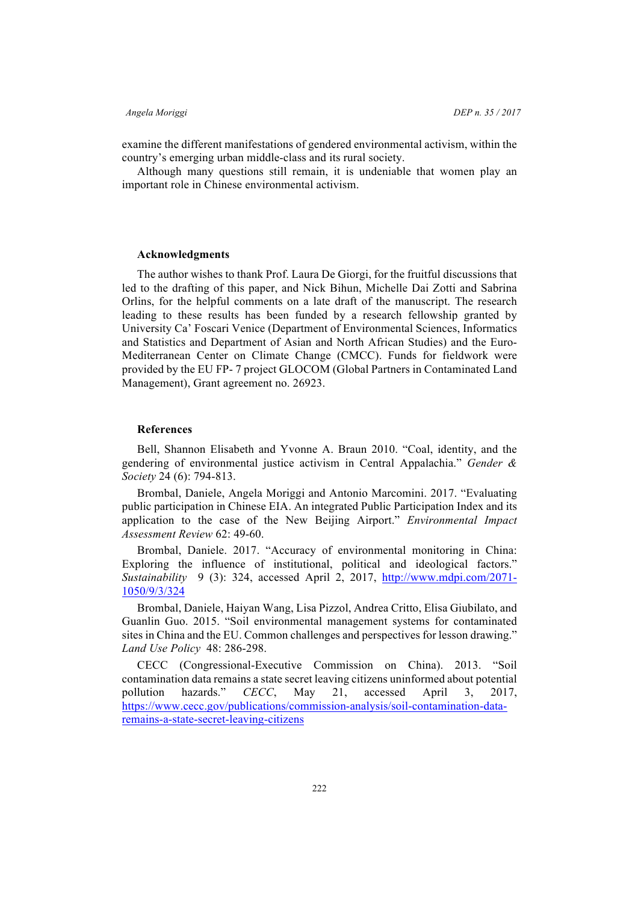examine the different manifestations of gendered environmental activism, within the country's emerging urban middle-class and its rural society.

Although many questions still remain, it is undeniable that women play an important role in Chinese environmental activism.

## Acknowledgments

The author wishes to thank Prof. Laura De Giorgi, for the fruitful discussions that led to the drafting of this paper, and Nick Bihun, Michelle Dai Zotti and Sabrina Orlins, for the helpful comments on a late draft of the manuscript. The research leading to these results has been funded by a research fellowship granted by University Ca' Foscari Venice (Department of Environmental Sciences, Informatics and Statistics and Department of Asian and North African Studies) and the Euro-Mediterranean Center on Climate Change (CMCC). Funds for fieldwork were provided by the EU FP- 7 project GLOCOM (Global Partners in Contaminated Land Management), Grant agreement no. 26923.

## References

Bell, Shannon Elisabeth and Yvonne A. Braun 2010. "Coal, identity, and the gendering of environmental justice activism in Central Appalachia." *Gender & Society* 24 (6): 794-813.

Brombal, Daniele, Angela Moriggi and Antonio Marcomini. 2017. "Evaluating public participation in Chinese EIA. An integrated Public Participation Index and its application to the case of the New Beijing Airport." *Environmental Impact Assessment Review* 62: 49-60.

Brombal, Daniele. 2017. "Accuracy of environmental monitoring in China: Exploring the influence of institutional, political and ideological factors." *Sustainability* 9 (3): 324, accessed April 2, 2017, http://www.mdpi.com/2071-1050/9/3/324

Brombal, Daniele, Haiyan Wang, Lisa Pizzol, Andrea Critto, Elisa Giubilato, and Guanlin Guo. 2015. "Soil environmental management systems for contaminated sites in China and the EU. Common challenges and perspectives for lesson drawing." *Land Use Policy* 48: 286-298.

CECC (Congressional-Executive Commission on China). 2013. "Soil contamination data remains a state secret leaving citizens uninformed about potential pollution hazards." *CECC*, May 21, accessed April 3, 2017, https://www.cecc.gov/publications/commission-analysis/soil-contamination-data-remains-a-state-secret-leaving-citizens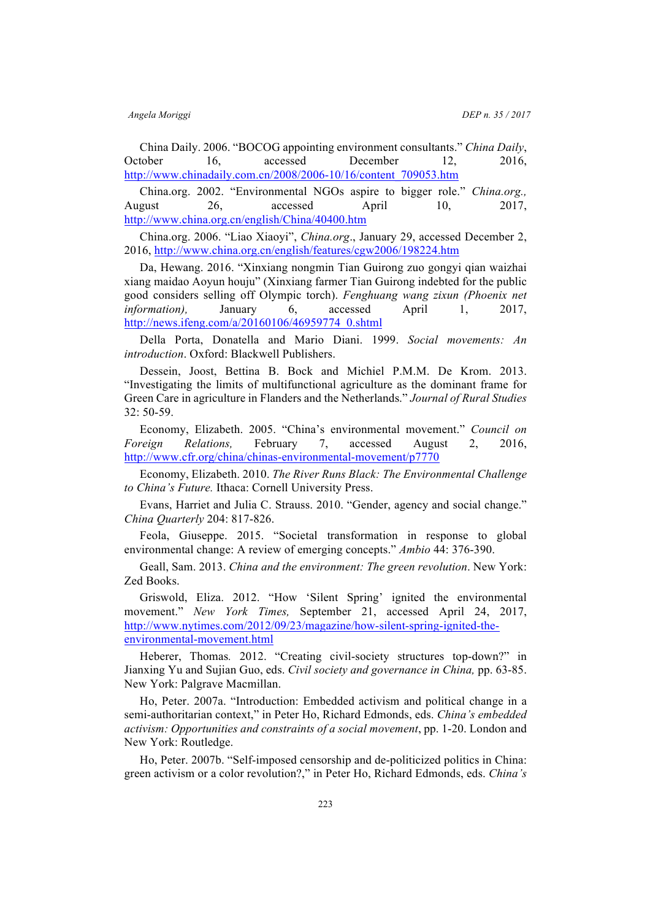China Daily. 2006. "BOCOG appointing environment consultants." *China Daily*, October 16, accessed December 12, 2016, http://www.chinadaily.com.cn/2008/2006-10/16/content_709053.htm

China.org. 2002. "Environmental NGOs aspire to bigger role." *China.org.*, August 26, accessed April 10, 2017, http://www.china.org.cn/english/China/40400.htm

China.org. 2006. "Liao Xiaoyi", *China.org*., January 29, accessed December 2, 2016, http://www.china.org.cn/english/features/cgw2006/198224.htm

Da, Hewang. 2016. "Xinxiang nongmin Tian Guirong zuo gongyi qian waizhai xiang maidao Aoyun houju" (Xinxiang farmer Tian Guirong indebted for the public good considers selling off Olympic torch). *Fenghuang wang zixun (Phoenix net information),* January 6, accessed April 1, 2017, http://news.ifeng.com/a/20160106/46959774_0.shtml

Della Porta, Donatella and Mario Diani. 1999. *Social movements: An introduction*. Oxford: Blackwell Publishers.

Dessein, Joost, Bettina B. Bock and Michiel P.M.M. De Krom. 2013. "Investigating the limits of multifunctional agriculture as the dominant frame for Green Care in agriculture in Flanders and the Netherlands." *Journal of Rural Studies* 32: 50-59.

Economy, Elizabeth. 2005. "China's environmental movement." *Council on Foreign Relations,* February 7, accessed August 2, 2016, http://www.cfr.org/china/chinas-environmental-movement/p7770

Economy, Elizabeth. 2010. *The River Runs Black: The Environmental Challenge to China's Future.* Ithaca: Cornell University Press.

Evans, Harriet and Julia C. Strauss. 2010. "Gender, agency and social change." *China Quarterly* 204: 817-826.

Feola, Giuseppe. 2015. "Societal transformation in response to global environmental change: A review of emerging concepts." *Ambio* 44: 376-390.

Geall, Sam. 2013. *China and the environment: The green revolution*. New York: Zed Books.

Griswold, Eliza. 2012. "How 'Silent Spring' ignited the environmental movement." *New York Times,* September 21, accessed April 24, 2017, http://www.nytimes.com/2012/09/23/magazine/how-silent-spring-ignited-the-environmental-movement.html

Heberer, Thomas*.* 2012. "Creating civil-society structures top-down?" in Jianxing Yu and Sujian Guo, eds. *Civil society and governance in China,* pp. 63-85. New York: Palgrave Macmillan.

Ho, Peter. 2007a. "Introduction: Embedded activism and political change in a semi-authoritarian context," in Peter Ho, Richard Edmonds, eds. *China's embedded activism: Opportunities and constraints of a social movement*, pp. 1-20. London and New York: Routledge.

Ho, Peter. 2007b. "Self-imposed censorship and de-politicized politics in China: green activism or a color revolution?," in Peter Ho, Richard Edmonds, eds. *China's*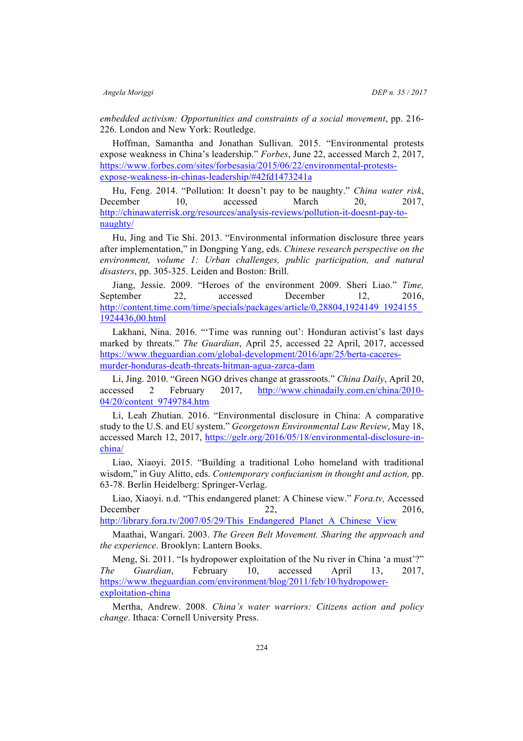*embedded activism: Opportunities and constraints of a social movement*, pp. 216-226. London and New York: Routledge.

Hoffman, Samantha and Jonathan Sullivan. 2015. "Environmental protests expose weakness in China's leadership." *Forbes*, June 22, accessed March 2, 2017, https://www.forbes.com/sites/forbesasia/2015/06/22/environmental-protests-expose-weakness-in-chinas-leadership/#42fd1473241a

Hu, Feng. 2014. "Pollution: It doesn't pay to be naughty." *China water risk*, December 10, accessed March 20, 2017, http://chinawaterrisk.org/resources/analysis-reviews/pollution-it-doesnt-pay-to-naughty/

Hu, Jing and Tie Shi. 2013. "Environmental information disclosure three years after implementation," in Dongping Yang, eds. *Chinese research perspective on the environment, volume 1: Urban challenges, public participation, and natural disasters*, pp. 305-325. Leiden and Boston: Brill.

Jiang, Jessie. 2009. "Heroes of the environment 2009. Sheri Liao." *Time,* September 22, accessed December 12, 2016, http://content.time.com/time/specials/packages/article/0,28804,1924149_1924155_1924436,00.html

Lakhani, Nina. 2016. "'Time was running out': Honduran activist's last days marked by threats." *The Guardian*, April 25, accessed 22 April, 2017, accessed https://www.theguardian.com/global-development/2016/apr/25/berta-caceres-murder-honduras-death-threats-hitman-agua-zarca-dam

Li, Jing. 2010. "Green NGO drives change at grassroots." *China Daily*, April 20, accessed 2 February 2017, http://www.chinadaily.com.cn/china/2010-04/20/content_9749784.htm

Li, Leah Zhutian. 2016. "Environmental disclosure in China: A comparative study to the U.S. and EU system." *Georgetown Environmental Law Review*, May 18, accessed March 12, 2017, https://gelr.org/2016/05/18/environmental-disclosure-in-china/

Liao, Xiaoyi. 2015. "Building a traditional Loho homeland with traditional wisdom," in Guy Alitto, eds. *Contemporary confucianism in thought and action,* pp. 63-78. Berlin Heidelberg: Springer-Verlag.

Liao, Xiaoyi. n.d. "This endangered planet: A Chinese view." *Fora.tv,* Accessed December 22, 2016, http://library.fora.tv/2007/05/29/This_Endangered_Planet_A_Chinese_View

Maathai, Wangari. 2003. *The Green Belt Movement. Sharing the approach and the experience*. Brooklyn: Lantern Books.

Meng, Si. 2011. "Is hydropower exploitation of the Nu river in China 'a must'?" *The Guardian*, February 10, accessed April 13, 2017, https://www.theguardian.com/environment/blog/2011/feb/10/hydropower-exploitation-china

Mertha, Andrew. 2008. *China's water warriors: Citizens action and policy change*. Ithaca: Cornell University Press.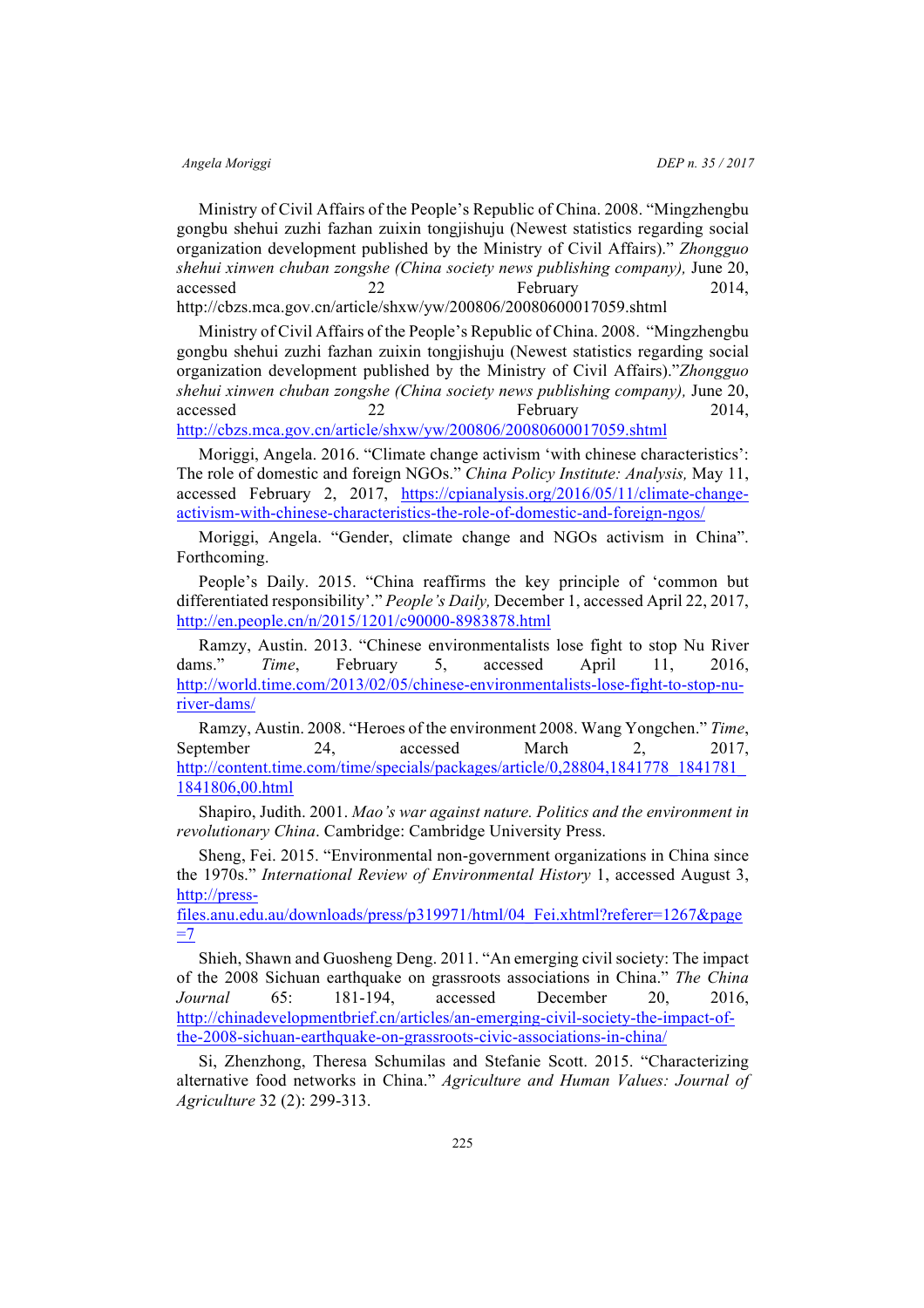Ministry of Civil Affairs of the People's Republic of China. 2008. "Mingzhengbu gongbu shehui zuzhi fazhan zuixin tongjishuju (Newest statistics regarding social organization development published by the Ministry of Civil Affairs)." *Zhongguo shehui xinwen chuban zongshe (China society news publishing company),* June 20, accessed 22 February 2014, http://cbzs.mca.gov.cn/article/shxw/yw/200806/20080600017059.shtml

Ministry of Civil Affairs of the People's Republic of China. 2008. "Mingzhengbu gongbu shehui zuzhi fazhan zuixin tongjishuju (Newest statistics regarding social organization development published by the Ministry of Civil Affairs)."*Zhongguo shehui xinwen chuban zongshe (China society news publishing company),* June 20, accessed 22 February 2014, http://cbzs.mca.gov.cn/article/shxw/yw/200806/20080600017059.shtml

Moriggi, Angela. 2016. "Climate change activism 'with chinese characteristics': The role of domestic and foreign NGOs." *China Policy Institute: Analysis,* May 11, accessed February 2, 2017, https://cpianalysis.org/2016/05/11/climate-change-activism-with-chinese-characteristics-the-role-of-domestic-and-foreign-ngos/

Moriggi, Angela. "Gender, climate change and NGOs activism in China". Forthcoming.

People's Daily. 2015. "China reaffirms the key principle of 'common but differentiated responsibility'." *People's Daily,* December 1, accessed April 22, 2017, http://en.people.cn/n/2015/1201/c90000-8983878.html

Ramzy, Austin. 2013. "Chinese environmentalists lose fight to stop Nu River dams." *Time*, February 5, accessed April 11, 2016, http://world.time.com/2013/02/05/chinese-environmentalists-lose-fight-to-stop-nu-river-dams/

Ramzy, Austin. 2008. "Heroes of the environment 2008. Wang Yongchen." *Time*, September 24, accessed March 2, 2017, http://content.time.com/time/specials/packages/article/0,28804,1841778_1841781_1841806,00.html

Shapiro, Judith. 2001. *Mao's war against nature. Politics and the environment in revolutionary China*. Cambridge: Cambridge University Press.

Sheng, Fei. 2015. "Environmental non-government organizations in China since the 1970s." *International Review of Environmental History* 1, accessed August 3, http://press-files.anu.edu.au/downloads/press/p319971/html/04_Fei.xhtml?referer=1267&page=7

Shieh, Shawn and Guosheng Deng. 2011. "An emerging civil society: The impact of the 2008 Sichuan earthquake on grassroots associations in China." *The China Journal* 65: 181-194, accessed December 20, 2016, http://chinadevelopmentbrief.cn/articles/an-emerging-civil-society-the-impact-of-the-2008-sichuan-earthquake-on-grassroots-civic-associations-in-china/

Si, Zhenzhong, Theresa Schumilas and Stefanie Scott. 2015. "Characterizing alternative food networks in China." *Agriculture and Human Values: Journal of Agriculture* 32 (2): 299-313.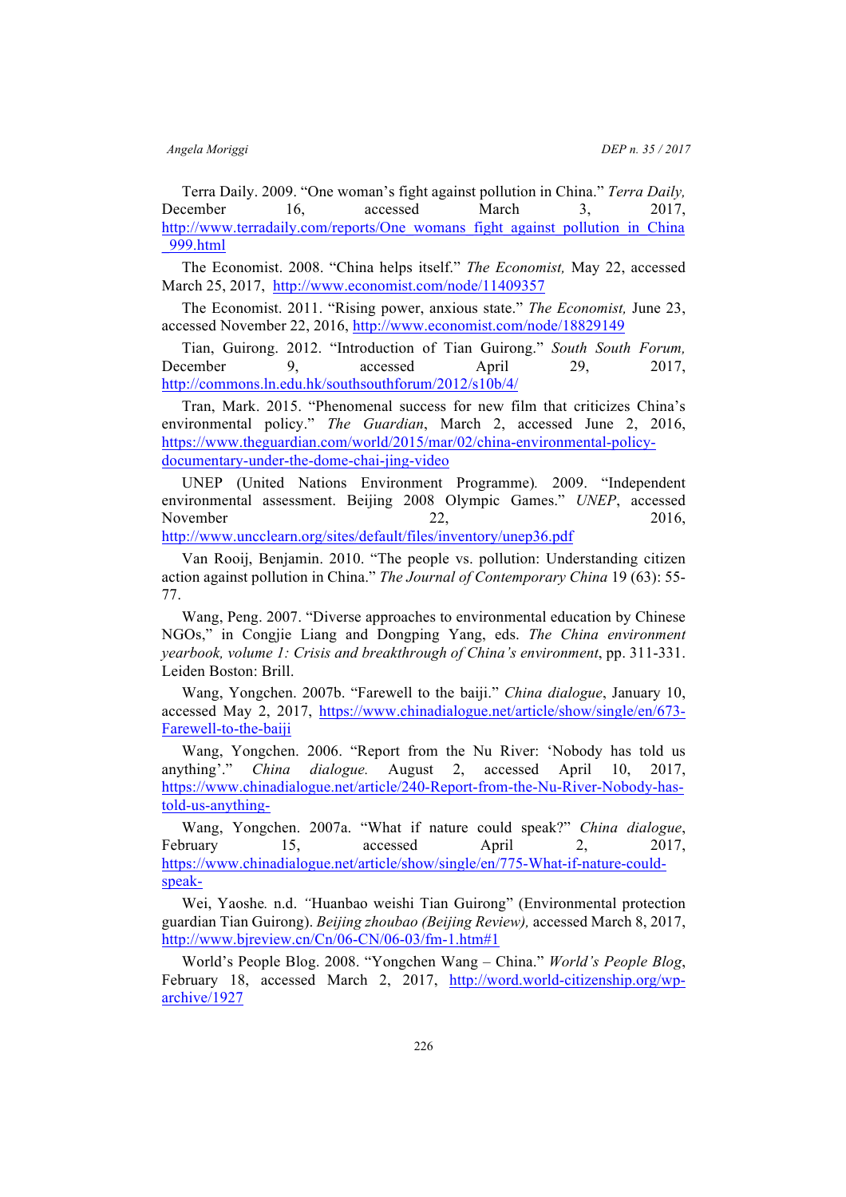Terra Daily. 2009. "One woman's fight against pollution in China." *Terra Daily,* December 16, accessed March 3, 2017, http://www.terradaily.com/reports/One_womans_fight_against_pollution_in_China_999.html

The Economist. 2008. "China helps itself." *The Economist,* May 22, accessed March 25, 2017, http://www.economist.com/node/11409357

The Economist. 2011. "Rising power, anxious state." *The Economist,* June 23, accessed November 22, 2016, http://www.economist.com/node/18829149

Tian, Guirong. 2012. "Introduction of Tian Guirong." *South South Forum,* December 9, accessed April 29, 2017, http://commons.ln.edu.hk/southsouthforum/2012/s10b/4/

Tran, Mark. 2015. "Phenomenal success for new film that criticizes China's environmental policy." *The Guardian*, March 2, accessed June 2, 2016, https://www.theguardian.com/world/2015/mar/02/china-environmental-policy-documentary-under-the-dome-chai-jing-video

UNEP (United Nations Environment Programme)*.* 2009. "Independent environmental assessment. Beijing 2008 Olympic Games." *UNEP*, accessed November 22, 2016, http://www.uncclearn.org/sites/default/files/inventory/unep36.pdf

Van Rooij, Benjamin. 2010. "The people vs. pollution: Understanding citizen action against pollution in China." *The Journal of Contemporary China* 19 (63): 55-77.

Wang, Peng. 2007. "Diverse approaches to environmental education by Chinese NGOs," in Congjie Liang and Dongping Yang, eds. *The China environment yearbook, volume 1: Crisis and breakthrough of China's environment*, pp. 311-331. Leiden Boston: Brill.

Wang, Yongchen. 2007b. "Farewell to the baiji." *China dialogue*, January 10, accessed May 2, 2017, https://www.chinadialogue.net/article/show/single/en/673-Farewell-to-the-baiji

Wang, Yongchen. 2006. "Report from the Nu River: 'Nobody has told us anything'." *China dialogue.* August 2, accessed April 10, 2017, https://www.chinadialogue.net/article/240-Report-from-the-Nu-River-Nobody-has-told-us-anything-

Wang, Yongchen. 2007a. "What if nature could speak?" *China dialogue*, February 15, accessed April 2, 2017, https://www.chinadialogue.net/article/show/single/en/775-What-if-nature-could-speak-

Wei, Yaoshe*.* n.d. *"*Huanbao weishi Tian Guirong" (Environmental protection guardian Tian Guirong). *Beijing zhoubao (Beijing Review),* accessed March 8, 2017, http://www.bjreview.cn/Cn/06-CN/06-03/fm-1.htm#1

World's People Blog. 2008. "Yongchen Wang – China." *World's People Blog*, February 18, accessed March 2, 2017, http://word.world-citizenship.org/wp-archive/1927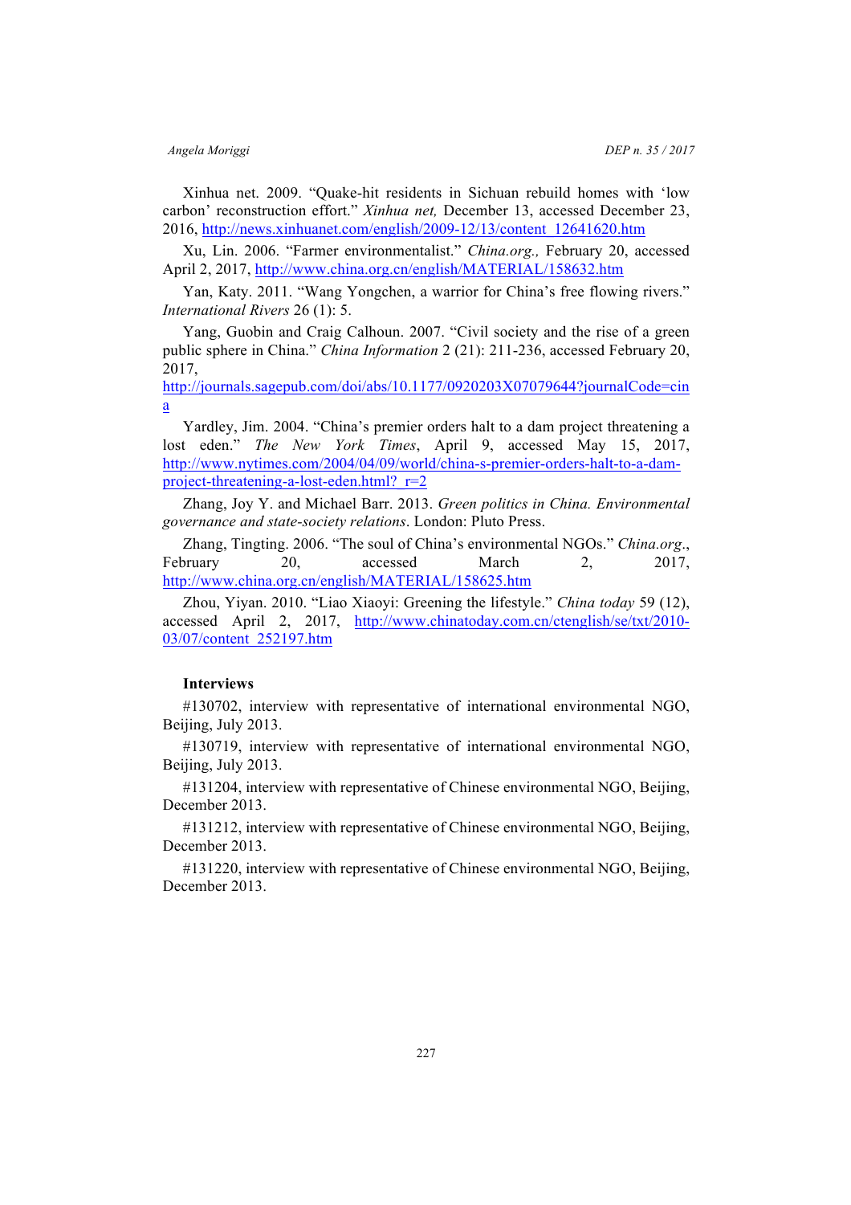Xinhua net. 2009. "Quake-hit residents in Sichuan rebuild homes with 'low carbon' reconstruction effort." *Xinhua net,* December 13, accessed December 23, 2016, http://news.xinhuanet.com/english/2009-12/13/content_12641620.htm

Xu, Lin. 2006. "Farmer environmentalist." *China.org.,* February 20, accessed April 2, 2017, http://www.china.org.cn/english/MATERIAL/158632.htm

Yan, Katy. 2011. "Wang Yongchen, a warrior for China's free flowing rivers." *International Rivers* 26 (1): 5.

Yang, Guobin and Craig Calhoun. 2007. "Civil society and the rise of a green public sphere in China." *China Information* 2 (21): 211-236, accessed February 20, 2017, http://journals.sagepub.com/doi/abs/10.1177/0920203X07079644?journalCode=cina

Yardley, Jim. 2004. "China's premier orders halt to a dam project threatening a lost eden." *The New York Times*, April 9, accessed May 15, 2017, http://www.nytimes.com/2004/04/09/world/china-s-premier-orders-halt-to-a-dam-project-threatening-a-lost-eden.html?_r=2

Zhang, Joy Y. and Michael Barr. 2013. *Green politics in China. Environmental governance and state-society relations*. London: Pluto Press.

Zhang, Tingting. 2006. "The soul of China's environmental NGOs." *China.org*., February 20, accessed March 2, 2017, http://www.china.org.cn/english/MATERIAL/158625.htm

Zhou, Yiyan. 2010. "Liao Xiaoyi: Greening the lifestyle." *China today* 59 (12), accessed April 2, 2017, http://www.chinatoday.com.cn/ctenglish/se/txt/2010-03/07/content_252197.htm

**Interviews**

#130702, interview with representative of international environmental NGO, Beijing, July 2013.

#130719, interview with representative of international environmental NGO, Beijing, July 2013.

#131204, interview with representative of Chinese environmental NGO, Beijing, December 2013.

#131212, interview with representative of Chinese environmental NGO, Beijing, December 2013.

#131220, interview with representative of Chinese environmental NGO, Beijing, December 2013.